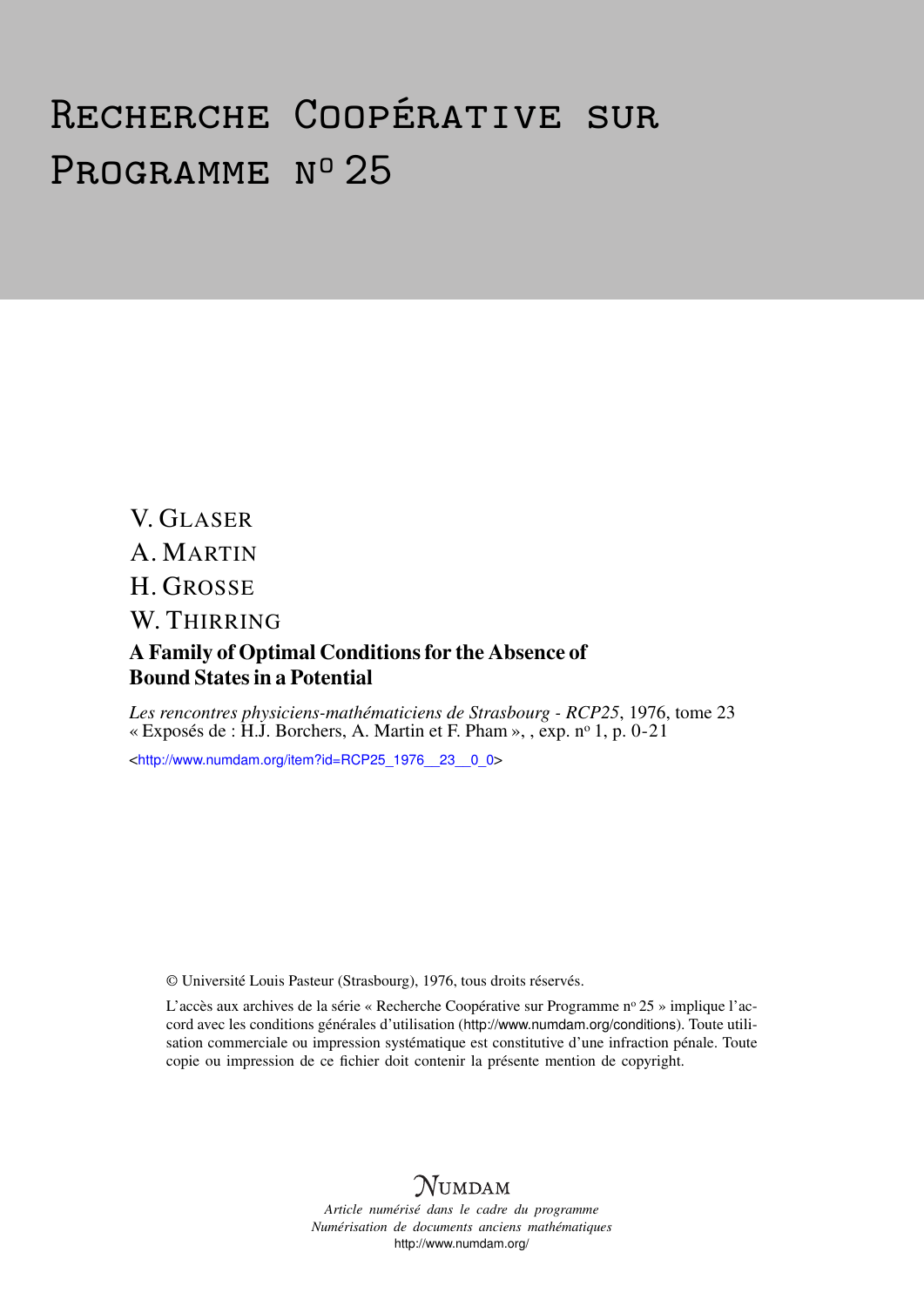# Recherche Coopérative sur Programme n° 25

V. GLASER

A. MARTIN

H. GROSSE

W. THIRRING

## A Family of Optimal Conditions for the Absence of Bound States in a Potential

*Les rencontres physiciens-mathématiciens de Strasbourg - RCP25*, 1976, tome 23 « Exposés de : H.J. Borchers, A. Martin et F. Pham », , exp. n° 1, p. 0-21

<http://www.numdam.org/item?id=RCP25_1976__23__0_0>

© Université Louis Pasteur (Strasbourg), 1976, tous droits réservés.

L'accès aux archives de la série « Recherche Coopérative sur Programme n° 25 » implique l'accord avec les conditions générales d'utilisation (http://www.numdam.org/conditions). Toute utilisation commerciale ou impression systématique est constitutive d'une infraction pénale. Toute copie ou impression de ce fichier doit contenir la présente mention de copyright.

NUMDAM

*Article numérisé dans le cadre du programme*
*Numérisation de documents anciens mathématiques*
http://www.numdam.org/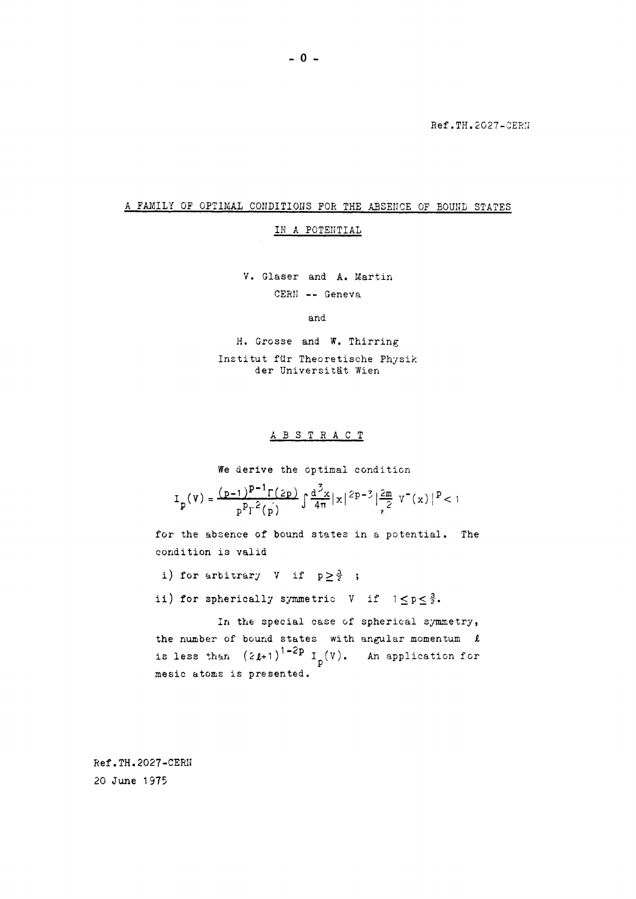Ref.TH.2027-CERN

# A FAMILY OF OPTIMAL CONDITIONS FOR THE ABSENCE OF BOUND STATES IN A POTENTIAL

V. Glaser and A. Martin
CERN -- Geneva

and

H. Grosse and W. Thirring
Institut für Theoretische Physik
der Universität Wien

## A B S T R A C T

We derive the optimal condition

$$I_p(V) = \frac{(p-1)^{p-1}\Gamma(2p)}{p^p\Gamma^2(p)} \int \frac{d^3x}{4\pi} |x|^{2p-3} \left|\frac{2m}{\hbar^2} V^-(x)\right|^p < 1$$

for the absence of bound states in a potential. The condition is valid

i) for arbitrary $V$ if $p \geq \frac{3}{2}$ ;

ii) for spherically symmetric $V$ if $1 \leq p \leq \frac{3}{2}$.

In the special case of spherical symmetry, the number of bound states with angular momentum $\ell$ is less than $(2\ell+1)^{1-2p}\, I_p(V)$. An application for mesic atoms is presented.

Ref.TH.2027-CERN
20 June 1975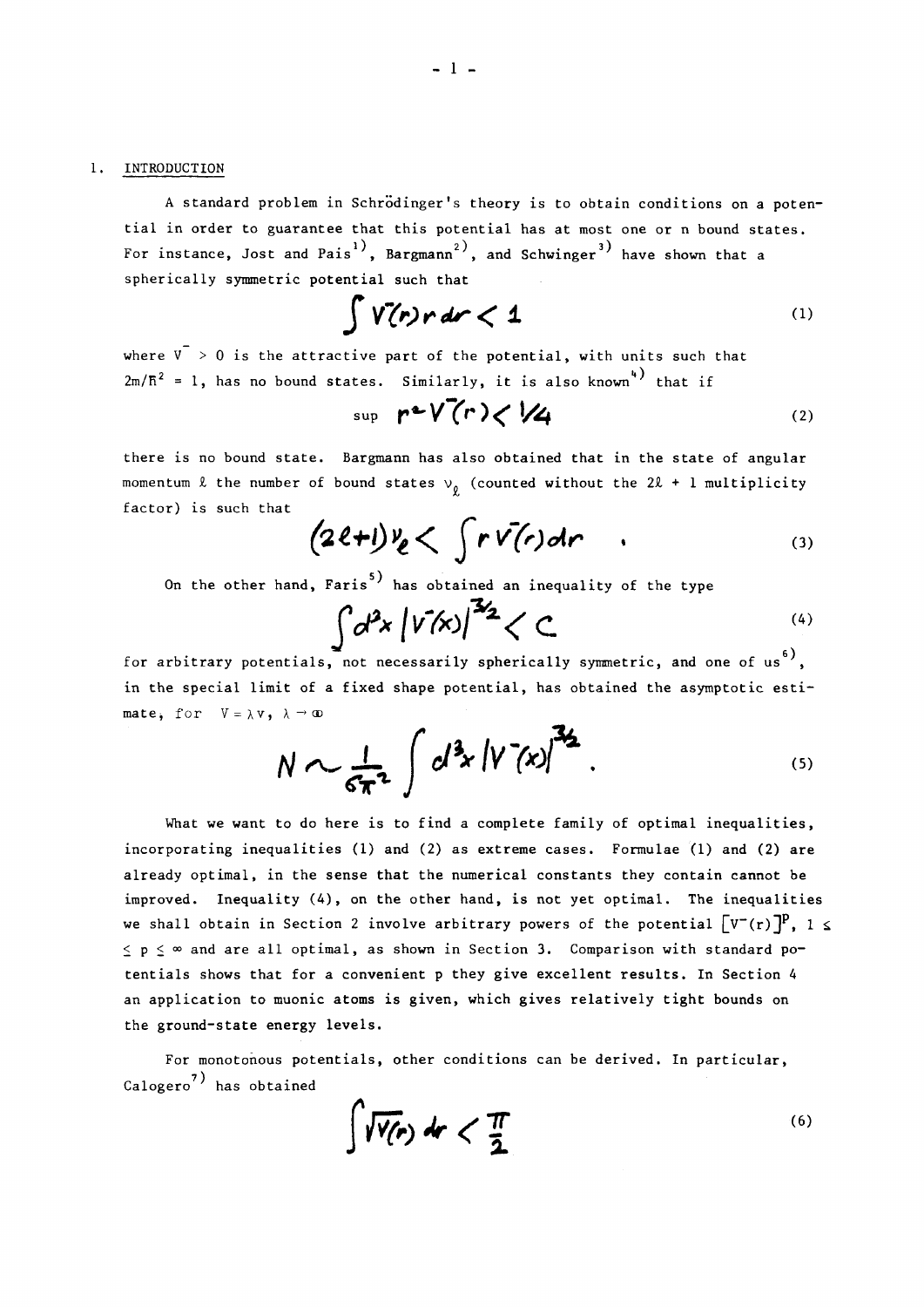## 1. INTRODUCTION

A standard problem in Schrödinger's theory is to obtain conditions on a potential in order to guarantee that this potential has at most one or n bound states. For instance, Jost and Pais[1], Bargmann[2], and Schwinger[3] have shown that a spherically symmetric potential such that

$$\int V^-(r)\, r\, dr < 1 \tag{1}$$

where $V^- > 0$ is the attractive part of the potential, with units such that $2m/\hbar^2 = 1$, has no bound states. Similarly, it is also known[4] that if

$$\sup\; r^2 V^-(r) < 1/4 \tag{2}$$

there is no bound state. Bargmann has also obtained that in the state of angular momentum $\ell$ the number of bound states $\nu_\ell$ (counted without the $2\ell + 1$ multiplicity factor) is such that

$$(2\ell+1)\nu_\ell < \int r V^-(r)\, dr \quad . \tag{3}$$

On the other hand, Faris[5] has obtained an inequality of the type

$$\int d^3x\, |V^-(x)|^{3/2} < C \tag{4}$$

for arbitrary potentials, not necessarily spherically symmetric, and one of us[6], in the special limit of a fixed shape potential, has obtained the asymptotic estimate, for $V = \lambda v$, $\lambda \to \infty$

$$N \sim \frac{1}{6\pi^2} \int d^3x\, |V^-(x)|^{3/2} . \tag{5}$$

What we want to do here is to find a complete family of optimal inequalities, incorporating inequalities (1) and (2) as extreme cases. Formulae (1) and (2) are already optimal, in the sense that the numerical constants they contain cannot be improved. Inequality (4), on the other hand, is not yet optimal. The inequalities we shall obtain in Section 2 involve arbitrary powers of the potential $[V^-(r)]^p$, $1 \leq p \leq \infty$ and are all optimal, as shown in Section 3. Comparison with standard potentials shows that for a convenient p they give excellent results. In Section 4 an application to muonic atoms is given, which gives relatively tight bounds on the ground-state energy levels.

For monotonous potentials, other conditions can be derived. In particular, Calogero[7] has obtained

$$\int \sqrt{V(r)}\, dr < \frac{\pi}{2} \tag{6}$$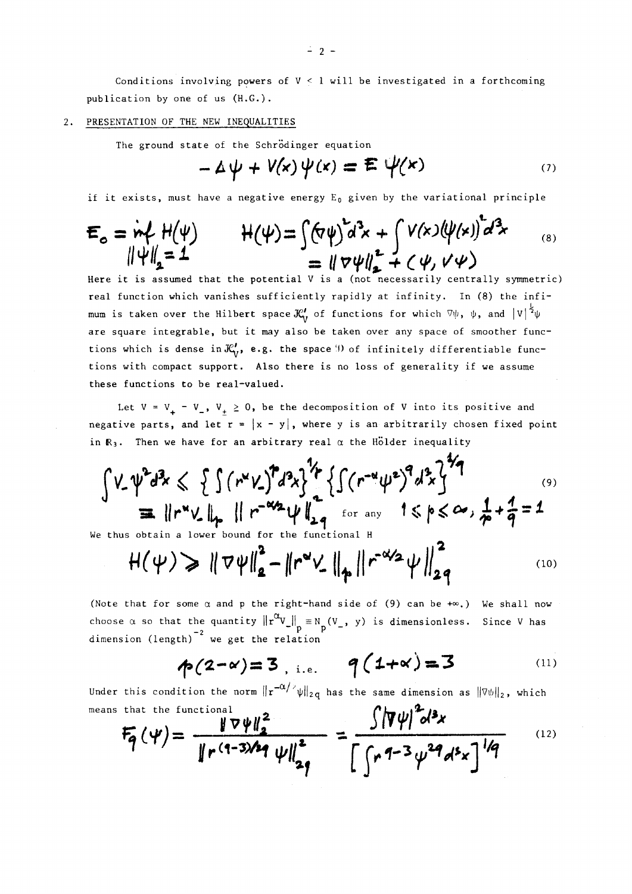Conditions involving powers of $V < 1$ will be investigated in a forthcoming publication by one of us (H.G.).

## 2. PRESENTATION OF THE NEW INEQUALITIES

The ground state of the Schrödinger equation

$$-\Delta\psi + V(x)\psi(x) = E\,\psi(x) \tag{7}$$

if it exists, must have a negative energy $E_0$ given by the variational principle

$$E_0 = \inf_{\|\psi\|_2 = 1} H(\psi) \qquad H(\psi) = \int (\nabla\psi)^2 d^3x + \int V(x)(\psi(x))^2 d^3x = \|\nabla\psi\|_2^2 + (\psi, V\psi) \tag{8}$$

Here it is assumed that the potential $V$ is a (not necessarily centrally symmetric) real function which vanishes sufficiently rapidly at infinity. In (8) the infimum is taken over the Hilbert space $\mathcal{H}_V'$ of functions for which $\nabla\psi$, $\psi$, and $|V|^{\frac{1}{2}}\psi$ are square integrable, but it may also be taken over any space of smoother functions which is dense in $\mathcal{H}_V'$, e.g. the space $\mathcal{D}$ of infinitely differentiable functions with compact support. Also there is no loss of generality if we assume these functions to be real-valued.

Let $V = V_+ - V_-$, $V_\pm \geq 0$, be the decomposition of $V$ into its positive and negative parts, and let $r = |x - y|$, where $y$ is an arbitrarily chosen fixed point in $\mathbb{R}_3$. Then we have for an arbitrary real $\alpha$ the Hölder inequality

$$\int V_-\psi^2 d^3x \leq \left\{\int (r^\alpha V_-)^p d^3x\right\}^{1/p} \left\{\int (r^{-\alpha}\psi^2)^q d^3x\right\}^{1/q} \equiv \|r^\alpha V_-\|_p \, \|r^{-\alpha/2}\psi\|_{2q}^2 \quad \text{for any} \quad 1 \leq p \leq \infty,\ \frac{1}{p} + \frac{1}{q} = 1 \tag{9}$$

We thus obtain a lower bound for the functional $H$

$$H(\psi) \geq \|\nabla\psi\|_2^2 - \|r^\alpha V_-\|_p \, \|r^{-\alpha/2}\psi\|_{2q}^2 \tag{10}$$

(Note that for some $\alpha$ and $p$ the right-hand side of (9) can be $+\infty$.) We shall now choose $\alpha$ so that the quantity $\|r^\alpha V_-\|_p \equiv N_p(V_-, y)$ is dimensionless. Since $V$ has dimension $(\text{length})^{-2}$ we get the relation

$$p(2-\alpha) = 3\,, \text{ i.e. } \quad q(1+\alpha) = 3 \tag{11}$$

Under this condition the norm $\|r^{-\alpha/2}\psi\|_{2q}$ has the same dimension as $\|\nabla\psi\|_2$, which means that the functional

$$F_q(\psi) = \frac{\|\nabla\psi\|_2^2}{\|r^{(q-3)/2q}\psi\|_{2q}^2} = \frac{\int |\nabla\psi|^2 d^3x}{\left[\int r^{q-3}\psi^{2q} d^3x\right]^{1/q}} \tag{12}$$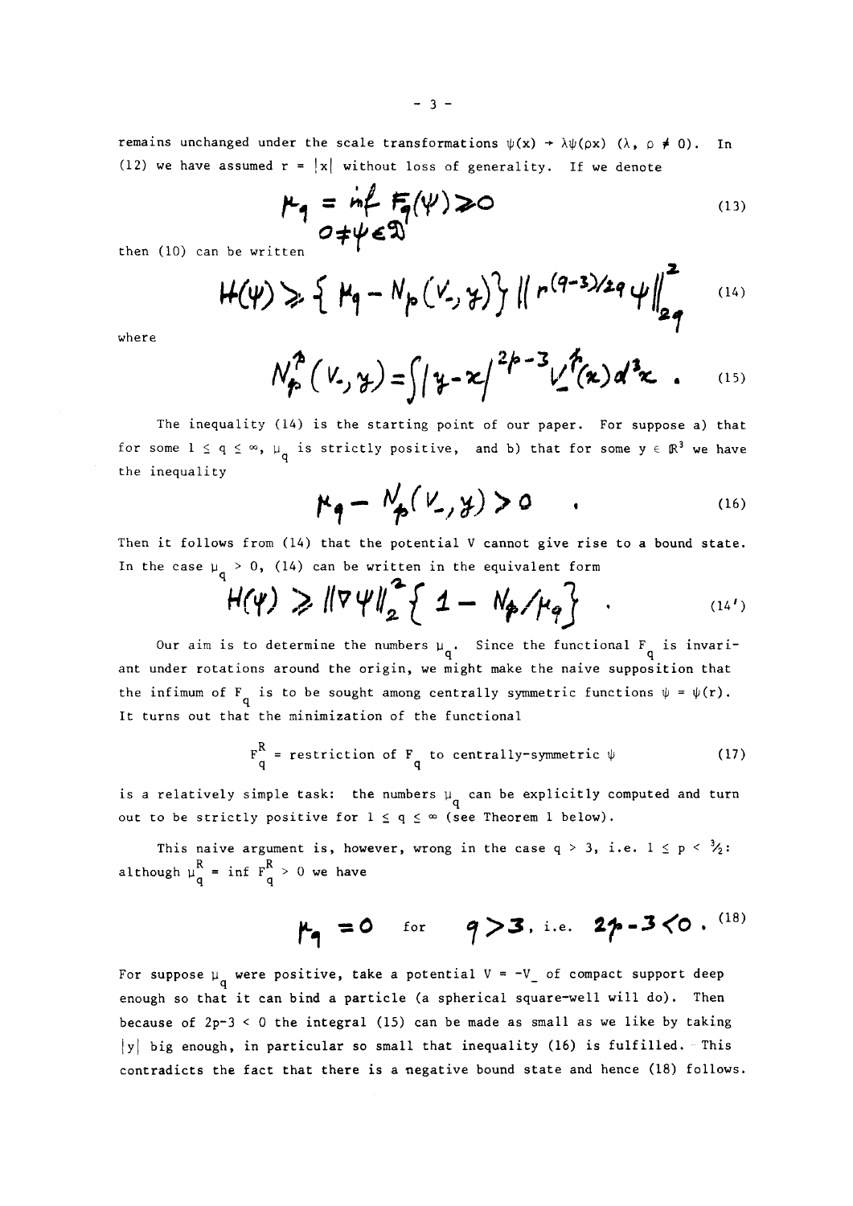remains unchanged under the scale transformations $\psi(x) \to \lambda\psi(\rho x)$ $(\lambda, \rho \neq 0)$. In (12) we have assumed $r = |x|$ without loss of generality. If we denote

$$\mu_q = \inf_{0 \neq \psi \in \mathcal{D}} F_q(\psi) \geq 0 \tag{13}$$

then (10) can be written

$$H(\psi) \geq \{ \mu_q - N_p(V_-, y) \} \| r^{(q-3)/2q} \psi \|_{2q}^2 \tag{14}$$

where

$$N_p^p(V_-, y) = \int |y - x|^{2p-3} V_-^p(x) d^3x \ . \tag{15}$$

The inequality (14) is the starting point of our paper. For suppose a) that for some $1 \leq q \leq \infty$, $\mu_q$ is strictly positive, and b) that for some $y \in \mathbb{R}^3$ we have the inequality

$$\mu_q - N_p(V_-, y) > 0 \quad . \tag{16}$$

Then it follows from (14) that the potential V cannot give rise to a bound state. In the case $\mu_q > 0$, (14) can be written in the equivalent form

$$H(\psi) \geq \|\nabla\psi\|_2^2 \{ 1 - N_p/\mu_q \} \quad . \tag{14'}$$

Our aim is to determine the numbers $\mu_q$. Since the functional $F_q$ is invariant under rotations around the origin, we might make the naive supposition that the infimum of $F_q$ is to be sought among centrally symmetric functions $\psi = \psi(r)$. It turns out that the minimization of the functional

$$F_q^R = \text{restriction of } F_q \text{ to centrally-symmetric } \psi \tag{17}$$

is a relatively simple task: the numbers $\mu_q$ can be explicitly computed and turn out to be strictly positive for $1 \leq q \leq \infty$ (see Theorem 1 below).

This naive argument is, however, wrong in the case $q > 3$, i.e. $1 \leq p < 3/2$: although $\mu_q^R = \inf F_q^R > 0$ we have

$$\mu_q = 0 \quad \text{for} \quad q > 3, \text{ i.e. } 2p - 3 < 0 \ . \tag{18}$$

For suppose $\mu_q$ were positive, take a potential $V = -V_-$ of compact support deep enough so that it can bind a particle (a spherical square-well will do). Then because of $2p-3 < 0$ the integral (15) can be made as small as we like by taking $|y|$ big enough, in particular so small that inequality (16) is fulfilled. This contradicts the fact that there is a negative bound state and hence (18) follows.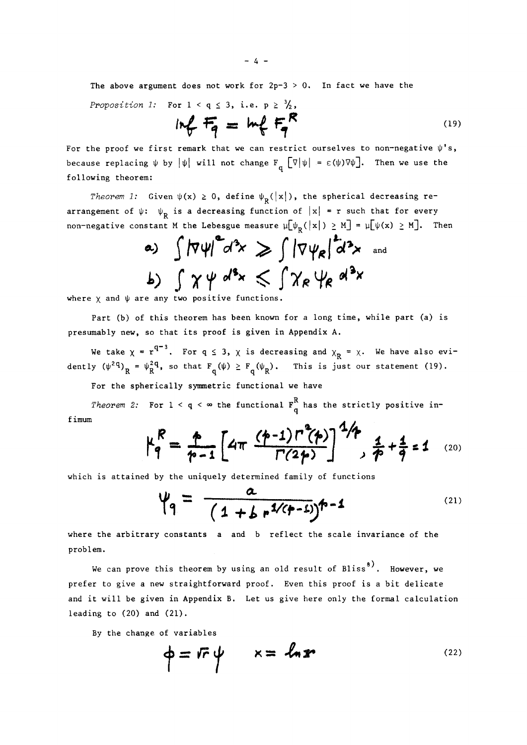The above argument does not work for $2p-3 > 0$. In fact we have the

*Proposition 1:* For $1 < q \leq 3$, i.e. $p \geq 3/2$,

$$\inf F_q = \inf F_q^R \tag{19}$$

For the proof we first remark that we can restrict ourselves to non-negative $\psi$'s, because replacing $\psi$ by $|\psi|$ will not change $F_q$ $[\nabla|\psi| = \varepsilon(\psi)\nabla\psi]$. Then we use the following theorem:

*Theorem 1:* Given $\psi(x) \geq 0$, define $\psi_R(|x|)$, the spherical decreasing rearrangement of $\psi$: $\psi_R$ is a decreasing function of $|x| = r$ such that for every non-negative constant M the Lebesgue measure $\mu[\psi_R(|x|) \geq M] = \mu[\psi(x) \geq M]$. Then

$$a) \int |\nabla\psi|^2 d^3x \geq \int |\nabla\psi_R|^2 d^3x \quad \text{and}$$

$$b) \int \chi\psi \, d^3x \leq \int \chi_R \psi_R \, d^3x$$

where $\chi$ and $\psi$ are any two positive functions.

Part (b) of this theorem has been known for a long time, while part (a) is presumably new, so that its proof is given in Appendix A.

We take $\chi = r^{q-3}$. For $q \leq 3$, $\chi$ is decreasing and $\chi_R = \chi$. We have also evidently $(\psi^{2q})_R = \psi_R^{2q}$, so that $F_q(\psi) \geq F_q(\psi_R)$. This is just our statement (19).

For the spherically symmetric functional we have

*Theorem 2:* For $1 < q < \infty$ the functional $F_q^R$ has the strictly positive infimum

$$\mu_q^R = \frac{p}{p-1}\left[4\pi \frac{(p-1)\Gamma^2(p)}{\Gamma(2p)}\right]^{1/p}, \quad \frac{1}{p}+\frac{1}{q}=1 \tag{20}$$

which is attained by the uniquely determined family of functions

$$\psi_q = \frac{a}{(1+b\, r^{1/(p-1)})^{p-1}} \tag{21}$$

where the arbitrary constants a and b reflect the scale invariance of the problem.

We can prove this theorem by using an old result of Bliss[8]. However, we prefer to give a new straightforward proof. Even this proof is a bit delicate and it will be given in Appendix B. Let us give here only the formal calculation leading to (20) and (21).

By the change of variables

$$\phi = \sqrt{r}\,\psi \qquad x = \ln r \tag{22}$$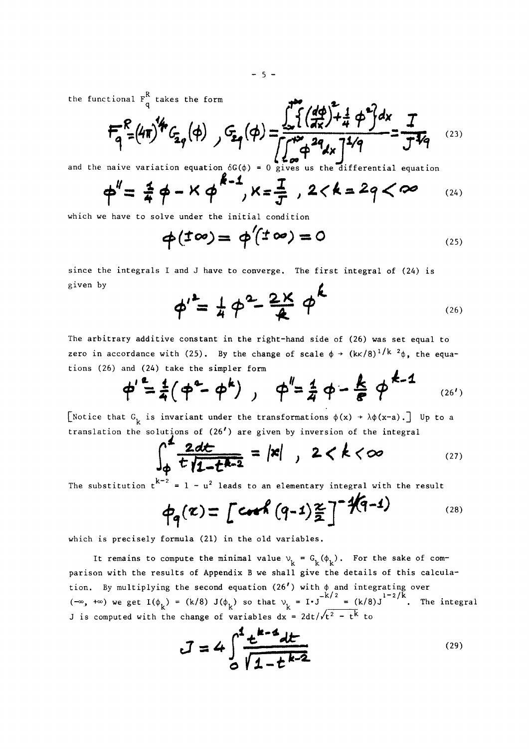the functional $F_q^R$ takes the form

$$F_q^R = (4\pi)^{1/4} G_{2q}(\phi) \;,\; G_{2q}(\phi) = \frac{\int_{-\infty}^{+\infty} \left\{ \left(\frac{d\phi}{dx}\right)^2 + \frac{1}{4}\phi^2 \right\} dx}{\left[\int_{-\infty}^{+\infty} \phi^{2q} dx\right]^{1/q}} = \frac{I}{J^{1/q}} \tag{23}$$

and the naive variation equation $\delta G(\phi) = 0$ gives us the differential equation

$$\phi'' = \frac{1}{4}\phi - \kappa \phi^{k-1} \;,\; \kappa = \frac{I}{J} \;,\; 2 < k = 2q < \infty \tag{24}$$

which we have to solve under the initial condition

$$\phi(\pm\infty) = \phi'(\pm\infty) = 0 \tag{25}$$

since the integrals I and J have to converge. The first integral of (24) is given by

$$\phi'^2 = \frac{1}{4}\phi^2 - \frac{2\kappa}{k}\phi^k \tag{26}$$

The arbitrary additive constant in the right-hand side of (26) was set equal to zero in accordance with (25). By the change of scale $\phi \to (k\kappa/8)^{1/k-2}\phi$, the equations (26) and (24) take the simpler form

$$\phi'^2 = \frac{1}{4}(\phi^2 - \phi^k) \;,\; \phi'' = \frac{1}{4}\phi - \frac{k}{8}\phi^{k-1} \tag{26'}$$

[Notice that $G_k$ is invariant under the transformations $\phi(x) \to \lambda\phi(x-a)$.] Up to a translation the solutions of (26') are given by inversion of the integral

$$\int_\phi^1 \frac{2dt}{t\sqrt{1-t^{k-2}}} = |x| \;,\; 2 < k < \infty \tag{27}$$

The substitution $t^{k-2} = 1 - u^2$ leads to an elementary integral with the result

$$\phi_q(x) = \left[\cosh (q-1)\frac{x}{2}\right]^{-1/(q-1)} \tag{28}$$

which is precisely formula (21) in the old variables.

It remains to compute the minimal value $\nu_k = G_k(\phi_k)$. For the sake of comparison with the results of Appendix B we shall give the details of this calculation. By multiplying the second equation (26') with $\phi$ and integrating over $(-\infty, +\infty)$ we get $I(\phi_k) = (k/8)\, J(\phi_k)$ so that $\nu_k = I \cdot J^{-k/2} = (k/8) J^{1-2/k}$. The integral J is computed with the change of variables $dx = 2dt/\sqrt{t^2 - t^k}$ to

$$J = 4\int_0^1 \frac{t^{k-1}dt}{\sqrt{1-t^{k-2}}} \tag{29}$$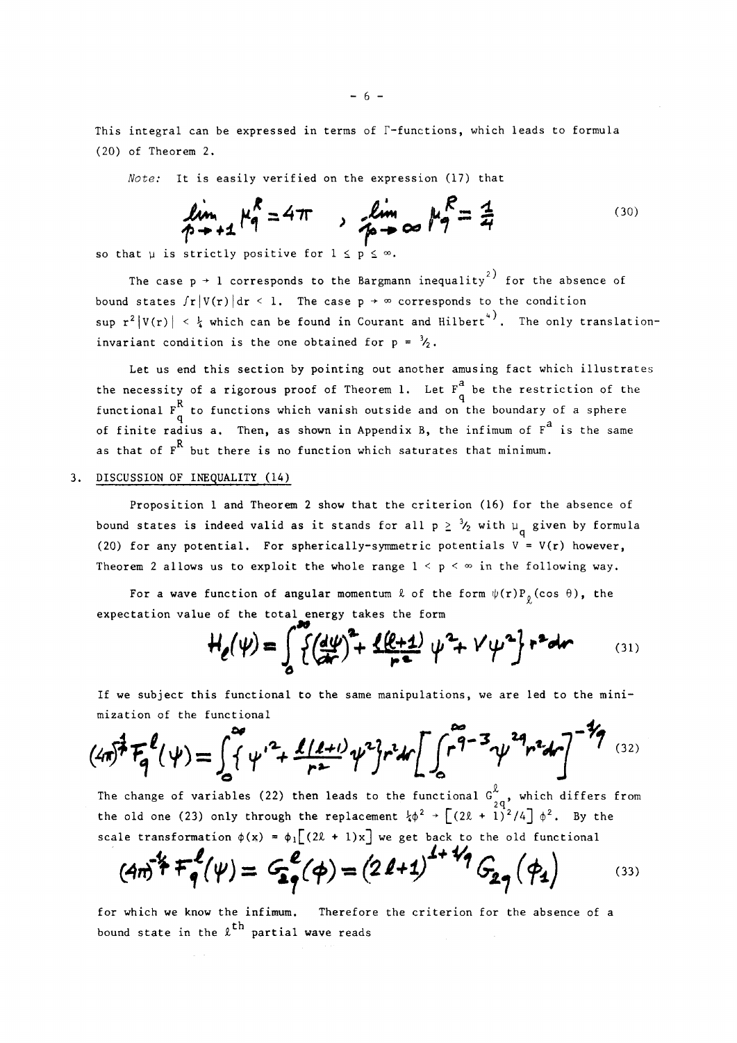This integral can be expressed in terms of Γ-functions, which leads to formula (20) of Theorem 2.

*Note:* It is easily verified on the expression (17) that

$$\lim_{p \to +1} \mu_q^R = 4\pi \quad , \quad \lim_{p \to \infty} \mu_q^R = \frac{1}{4} \tag{30}$$

so that μ is strictly positive for $1 \leq p \leq \infty$.

The case $p \to 1$ corresponds to the Bargmann inequality[2] for the absence of bound states $\int r|V(r)|dr < 1$. The case $p \to \infty$ corresponds to the condition $\sup r^2|V(r)| < \frac{1}{4}$ which can be found in Courant and Hilbert[4]. The only translation-invariant condition is the one obtained for $p = \frac{3}{2}$.

Let us end this section by pointing out another amusing fact which illustrates the necessity of a rigorous proof of Theorem 1. Let $F_q^a$ be the restriction of the functional $F_q^R$ to functions which vanish outside and on the boundary of a sphere of finite radius a. Then, as shown in Appendix B, the infimum of $F^a$ is the same as that of $F^R$ but there is no function which saturates that minimum.

## 3. DISCUSSION OF INEQUALITY (14)

Proposition 1 and Theorem 2 show that the criterion (16) for the absence of bound states is indeed valid as it stands for all $p \geq \frac{3}{2}$ with $\mu_q$ given by formula (20) for any potential. For spherically-symmetric potentials $V = V(r)$ however, Theorem 2 allows us to exploit the whole range $1 < p < \infty$ in the following way.

For a wave function of angular momentum ℓ of the form $\psi(r)P_\ell(\cos\theta)$, the expectation value of the total energy takes the form

$$H_\ell(\psi) = \int_0^\infty \left\{ \left(\frac{d\psi}{dr}\right)^2 + \frac{\ell(\ell+1)}{r^2}\psi^2 + V\psi^2 \right\} r^2 dr \tag{31}$$

If we subject this functional to the same manipulations, we are led to the minimization of the functional

$$(4\pi)^{\frac{1}{q}} F_q^\ell(\psi) = \int_0^\infty \left\{ \psi'^2 + \frac{\ell(\ell+1)}{r^2}\psi^2 \right\} r^2 dr \left[ \int_0^\infty r^{q-3} \psi^{2q} r^2 dr \right]^{-1/q} \tag{32}$$

The change of variables (22) then leads to the functional $G_{2q}^\ell$, which differs from the old one (23) only through the replacement $\frac{1}{4}\phi^2 \to \left[(2\ell+1)^2/4\right]\phi^2$. By the scale transformation $\phi(x) = \phi_1\left[(2\ell+1)x\right]$ we get back to the old functional

$$(4\pi)^{-\frac{1}{q}} F_q^\ell(\psi) = G_{2q}^\ell(\phi) = (2\ell+1)^{1+1/q} G_{2q}(\phi_1) \tag{33}$$

for which we know the infimum. Therefore the criterion for the absence of a bound state in the $\ell^{th}$ partial wave reads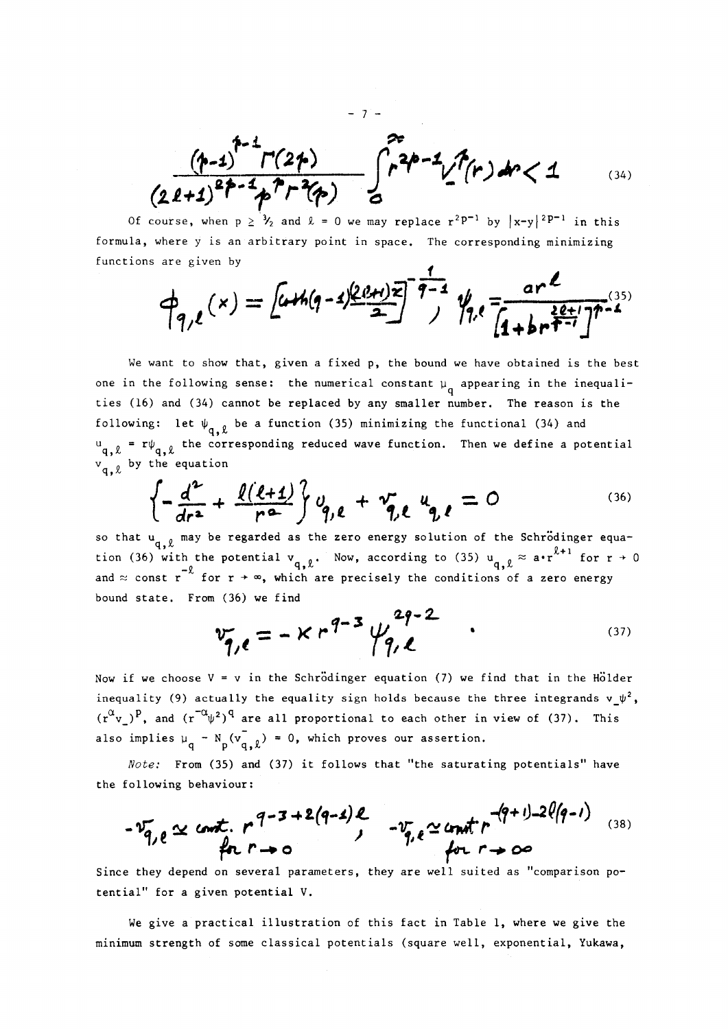$$\frac{(p-1)^{p-1}\Gamma(2p)}{(2\ell+1)^{2p-1}p^p\Gamma^2(p)}\int_0^\infty r^{2p-1}V_-^p(r)\,dr < 1 \tag{34}$$

Of course, when $p \geq \frac{3}{2}$ and $\ell = 0$ we may replace $r^{2p-1}$ by $|x-y|^{2p-1}$ in this formula, where y is an arbitrary point in space. The corresponding minimizing functions are given by

$$\phi_{q,\ell}(x) = \left[\cosh(q-1)\frac{(2\ell+1)x}{2}\right]^{-\frac{1}{q-1}}, \quad \psi_{q,\ell} = \frac{ar^\ell}{\left[1+br^{\frac{2\ell+1}{p-1}}\right]^{p-1}} \tag{35}$$

We want to show that, given a fixed p, the bound we have obtained is the best one in the following sense: the numerical constant $\mu_q$ appearing in the inequalities (16) and (34) cannot be replaced by any smaller number. The reason is the following: let $\psi_{q,\ell}$ be a function (35) minimizing the functional (34) and $u_{q,\ell} = r\psi_{q,\ell}$ the corresponding reduced wave function. Then we define a potential $v_{q,\ell}$ by the equation

$$\left\{-\frac{d^2}{dr^2} + \frac{\ell(\ell+1)}{r^2}\right\}u_{q,\ell} + v_{q,\ell}\,u_{q,\ell} = 0 \tag{36}$$

so that $u_{q,\ell}$ may be regarded as the zero energy solution of the Schrödinger equation (36) with the potential $v_{q,\ell}$. Now, according to (35) $u_{q,\ell} \approx a\cdot r^{\ell+1}$ for $r \to 0$ and $\approx$ const $r^{-\ell}$ for $r \to \infty$, which are precisely the conditions of a zero energy bound state. From (36) we find

$$v_{q,\ell} = -\kappa\, r^{q-3}\,\psi_{q,\ell}^{2q-2} \tag{37}$$

Now if we choose $V = v$ in the Schrödinger equation (7) we find that in the Hölder inequality (9) actually the equality sign holds because the three integrands $v_-\psi^2$, $(r^\alpha v_-)^p$, and $(r^{-\alpha}\psi^2)^q$ are all proportional to each other in view of (37). This also implies $\mu_q - N_p(v_{q,\ell}^-) = 0$, which proves our assertion.

*Note:* From (35) and (37) it follows that "the saturating potentials" have the following behaviour:

$$-v_{q,\ell} \simeq \text{const.}\, r^{q-3+2(q-1)\ell} \ \text{ for } r \to 0, \qquad -v_{q,\ell} \simeq \text{const}\, r^{-(q+1)-2\ell(q-1)} \ \text{ for } r \to \infty \tag{38}$$

Since they depend on several parameters, they are well suited as "comparison potential" for a given potential V.

We give a practical illustration of this fact in Table 1, where we give the minimum strength of some classical potentials (square well, exponential, Yukawa,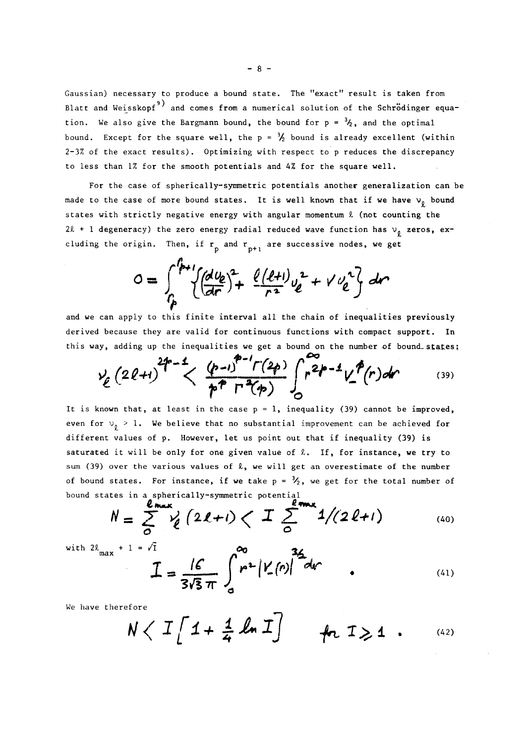Gaussian) necessary to produce a bound state. The "exact" result is taken from Blatt and Weisskopf[9]) and comes from a numerical solution of the Schrödinger equation. We also give the Bargmann bound, the bound for $p = 3/2$, and the optimal bound. Except for the square well, the $p = 3/2$ bound is already excellent (within 2-3% of the exact results). Optimizing with respect to p reduces the discrepancy to less than 1% for the smooth potentials and 4% for the square well.

For the case of spherically-symmetric potentials another generalization can be made to the case of more bound states. It is well known that if we have $\nu_\ell$ bound states with strictly negative energy with angular momentum $\ell$ (not counting the $2\ell + 1$ degeneracy) the zero energy radial reduced wave function has $\nu_\ell$ zeros, excluding the origin. Then, if $r_p$ and $r_{p+1}$ are successive nodes, we get

$$0 = \int_{r_p}^{r_{p+1}} \left\{ \left(\frac{du_\ell}{dr}\right)^2 + \frac{\ell(\ell+1)}{r^2} u_\ell^2 + V u_\ell^2 \right\} dr$$

and we can apply to this finite interval all the chain of inequalities previously derived because they are valid for continuous functions with compact support. In this way, adding up the inequalities we get a bound on the number of bound states:

$$\nu_\ell (2\ell+1)^{2p-1} < \frac{(p-1)^{p-1} \Gamma(2p)}{p^p \Gamma^2(p)} \int_0^\infty r^{2p-1} V_-^p(r) dr \tag{39}$$

It is known that, at least in the case $p = 1$, inequality (39) cannot be improved, even for $\nu_\ell > 1$. We believe that no substantial improvement can be achieved for different values of p. However, let us point out that if inequality (39) is saturated it will be only for one given value of $\ell$. If, for instance, we try to sum (39) over the various values of $\ell$, we will get an overestimate of the number of bound states. For instance, if we take $p = 3/2$, we get for the total number of bound states in a spherically-symmetric potential

$$N = \sum_0^{\ell_{max}} \nu_\ell (2\ell+1) < I \sum_0^{\ell_{max}} 1/(2\ell+1) \tag{40}$$

with $2\ell_{max} + 1 = \sqrt{I}$

$$I = \frac{16}{3\sqrt{3}\pi} \int_0^\infty r^2 |V_-(r)|^{3/2} dr \quad . \tag{41}$$

We have therefore

$$N < I \left[ 1 + \frac{1}{4} \ln I \right] \quad \text{for } I \geq 1 \; . \tag{42}$$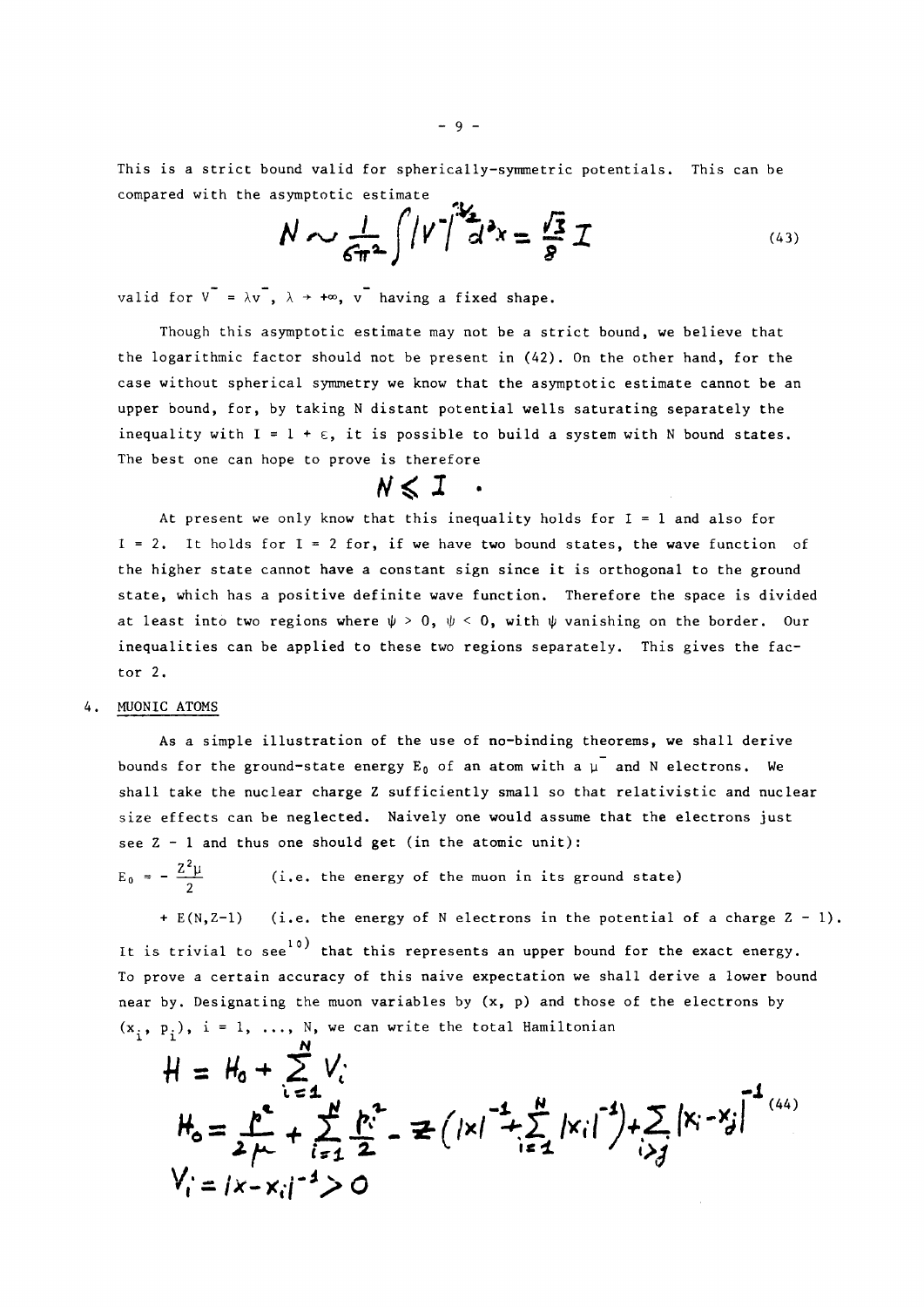This is a strict bound valid for spherically-symmetric potentials. This can be compared with the asymptotic estimate

$$N \sim \frac{1}{6\pi^2}\int |V^-|^{3/2} d^3x = \frac{\sqrt{3}}{8} I \tag{43}$$

valid for $V^- = \lambda v^-$, $\lambda \to +\infty$, $v^-$ having a fixed shape.

Though this asymptotic estimate may not be a strict bound, we believe that the logarithmic factor should not be present in (42). On the other hand, for the case without spherical symmetry we know that the asymptotic estimate cannot be an upper bound, for, by taking N distant potential wells saturating separately the inequality with $I = 1 + \varepsilon$, it is possible to build a system with N bound states. The best one can hope to prove is therefore

$$N \leqslant I \ .$$

At present we only know that this inequality holds for $I = 1$ and also for $I = 2$. It holds for $I = 2$ for, if we have two bound states, the wave function of the higher state cannot have a constant sign since it is orthogonal to the ground state, which has a positive definite wave function. Therefore the space is divided at least into two regions where $\psi > 0$, $\psi < 0$, with $\psi$ vanishing on the border. Our inequalities can be applied to these two regions separately. This gives the factor 2.

## 4. MUONIC ATOMS

As a simple illustration of the use of no-binding theorems, we shall derive bounds for the ground-state energy $E_0$ of an atom with a $\mu^-$ and N electrons. We shall take the nuclear charge Z sufficiently small so that relativistic and nuclear size effects can be neglected. Naively one would assume that the electrons just see $Z - 1$ and thus one should get (in the atomic unit):

$E_0 = -\frac{Z^2\mu}{2}$ (i.e. the energy of the muon in its ground state)

$+ E(N,Z-1)$ (i.e. the energy of N electrons in the potential of a charge $Z - 1$).

It is trivial to see[10] that this represents an upper bound for the exact energy. To prove a certain accuracy of this naive expectation we shall derive a lower bound near by. Designating the muon variables by $(x, p)$ and those of the electrons by $(x_i, p_i)$, $i = 1, \ldots, N$, we can write the total Hamiltonian

$$\begin{aligned} H &= H_0 + \sum_{i=1}^{N} V_i \\ H_0 &= \frac{p^2}{2\mu} + \sum_{i=1}^{N}\frac{p_i^2}{2} - Z\left(|x|^{-1} + \sum_{i=1}^{N}|x_i|^{-1}\right) + \sum_{i>j}|x_i - x_j|^{-1} \\ V_i &= |x - x_i|^{-1} > 0 \end{aligned} \tag{44}$$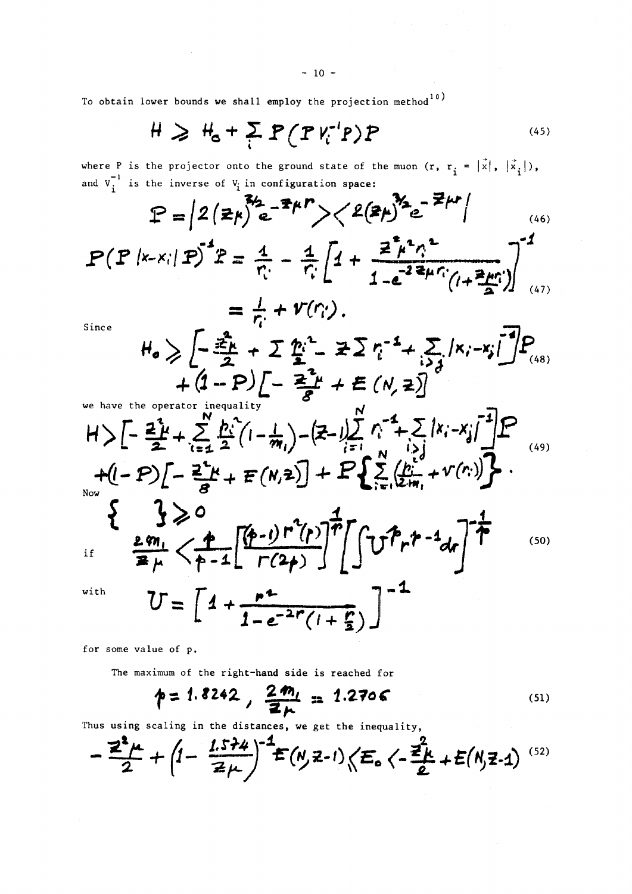To obtain lower bounds we shall employ the projection method[10)]

$$H \geqslant H_o + \sum_i P(P V_i^{-1} P) P \tag{45}$$

where P is the projector onto the ground state of the muon $(r,\ r_i = |\vec{x}|,\ |\vec{x}_i|)$, and $V_i^{-1}$ is the inverse of $V_i$ in configuration space:

$$P = \left|2(Z\mu)^{3/2} e^{-Z\mu r}\right\rangle\left\langle 2(Z\mu)^{3/2} e^{-Z\mu r}\right| \tag{46}$$

$$P(P\,|x-x_i|\,P)^{-1}P = \frac{1}{r_i} - \frac{1}{r_i}\left[1 + \frac{Z^2\mu^2 r_i^2}{1-e^{-2Z\mu r_i}\left(1+\frac{Z\mu r_i}{2}\right)}\right]^{-1} \tag{47}$$

$$= \frac{1}{r_i} + v(r_i).$$

Since

$$H_o \geqslant \left[-\frac{Z^2\mu}{2} + \sum \frac{p_i^2}{2} - Z\sum r_i^{-1} + \sum_{i>j} |x_i - x_j|^{-1}\right] P + (1-P)\left[-\frac{Z^2\mu}{8} + E(N,Z)\right] \tag{48}$$

we have the operator inequality

$$H > \left[-\frac{Z^2\mu}{2} + \sum_{i=1}^{N}\frac{p_i^2}{2}\left(1-\frac{1}{m_1}\right) - (Z-1)\sum_{i=1}^{N} r_i^{-1} + \sum_{i>j}|x_i-x_j|^{-1}\right] P + (1-P)\left[-\frac{Z^2\mu}{8} + E(N,Z)\right] + P\left\{\sum_{i=1}^{N}\left(\frac{p_i^2}{2m_1} + v(r_i)\right)\right\}. \tag{49}$$

Now

$$\{\quad\} \geqslant 0$$

if

$$\frac{2m_1}{Z\mu} < \frac{p}{p-1}\left[\frac{(p-1)\,\Gamma^2(p)}{\Gamma(2p)}\right]^{\frac{1}{p}}\left[\int U^p r^{p-1} dr\right]^{-\frac{1}{p}} \tag{50}$$

with

$$U = \left[1 + \frac{r^2}{1-e^{-2r}\left(1+\frac{r}{2}\right)}\right]^{-1}$$

for some value of p.

The maximum of the right-hand side is reached for

$$p = 1.8242\,,\quad \frac{2m_1}{Z\mu} = 1.2706 \tag{51}$$

Thus using scaling in the distances, we get the inequality,

$$-\frac{Z^2\mu}{2} + \left(1 - \frac{1.574}{Z\mu}\right)^{-1} E(N, Z-1) \leqslant E_o < -\frac{Z^2\mu}{2} + E(N, Z-1) \tag{52}$$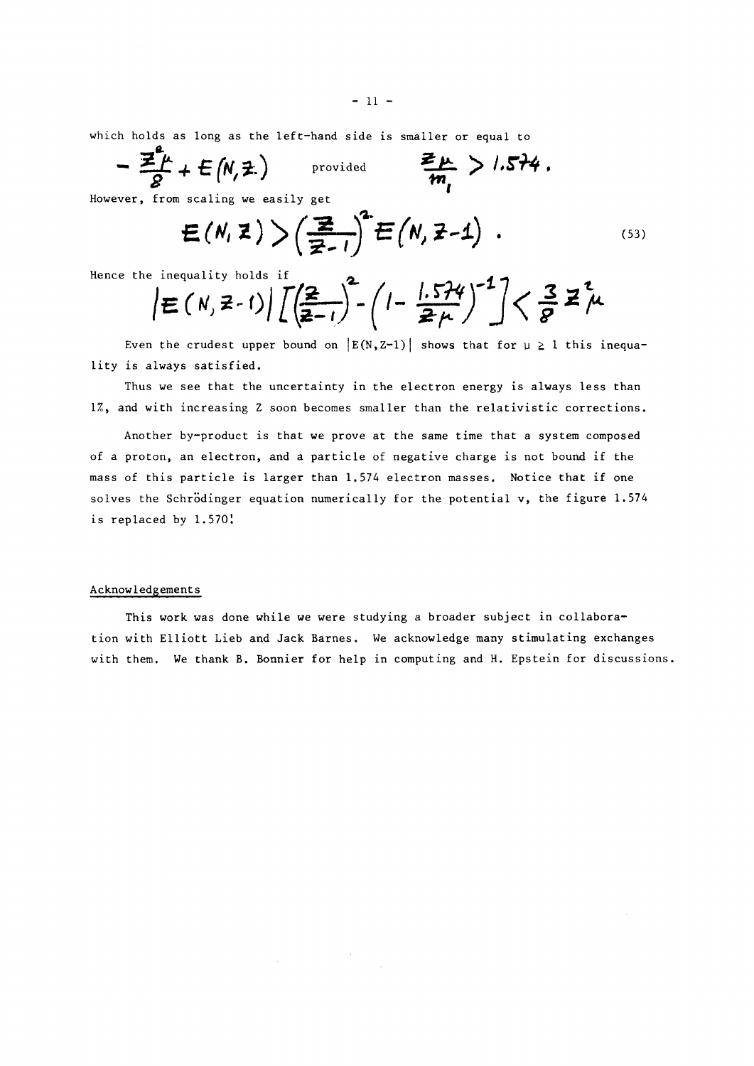which holds as long as the left-hand side is smaller or equal to

$$-\frac{Z^2\mu}{8} + E(N,Z) \qquad \text{provided} \qquad \frac{Z\mu}{m_1} > 1.574 .$$

However, from scaling we easily get

$$E(N,Z) > \left(\frac{Z}{Z-1}\right)^2 E(N,Z-1) . \tag{53}$$

Hence the inequality holds if

$$|E(N,Z-1)| \left[ \left(\frac{Z}{Z-1}\right)^2 - \left(1 - \frac{1.574}{Z\mu}\right)^{-1} \right] < \frac{3}{8} Z^2 \mu$$

Even the crudest upper bound on $|E(N,Z-1)|$ shows that for $\mu \geq 1$ this inequality is always satisfied.

Thus we see that the uncertainty in the electron energy is always less than 1%, and with increasing Z soon becomes smaller than the relativistic corrections.

Another by-product is that we prove at the same time that a system composed of a proton, an electron, and a particle of negative charge is not bound if the mass of this particle is larger than 1.574 electron masses. Notice that if one solves the Schrödinger equation numerically for the potential v, the figure 1.574 is replaced by 1.570!

## Acknowledgements

This work was done while we were studying a broader subject in collaboration with Elliott Lieb and Jack Barnes. We acknowledge many stimulating exchanges with them. We thank B. Bonnier for help in computing and H. Epstein for discussions.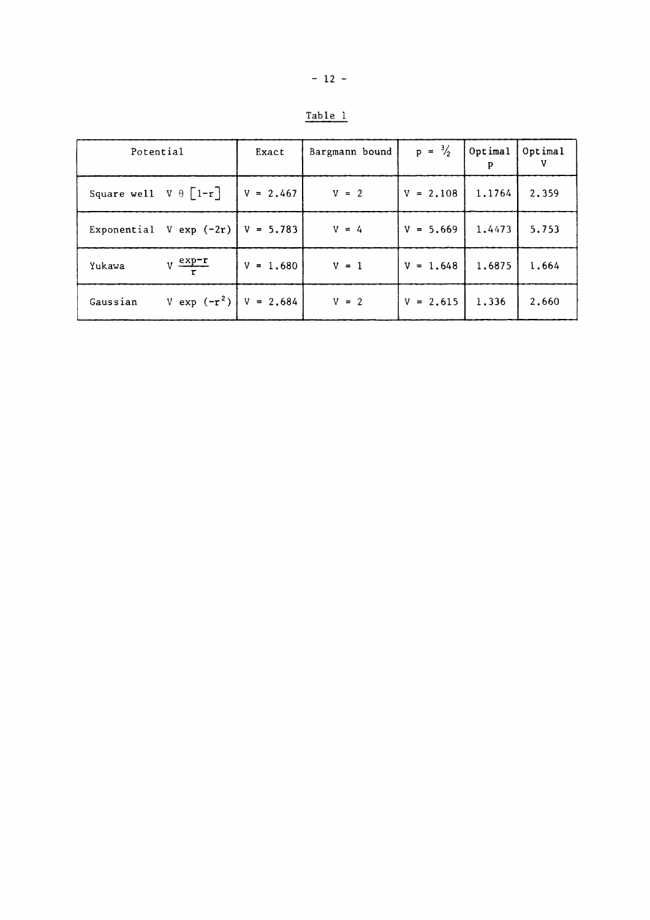Table 1

| Potential | Exact | Bargmann bound | $p = 3/2$ | Optimal p | Optimal V |
|---|---|---|---|---|---|
| Square well $V\,\theta\left[1-r\right]$ | $V = 2.467$ | $V = 2$ | $V = 2.108$ | 1.1764 | 2.359 |
| Exponential $V \exp(-2r)$ | $V = 5.783$ | $V = 4$ | $V = 5.669$ | 1.4473 | 5.753 |
| Yukawa $V \frac{\exp - r}{r}$ | $V = 1.680$ | $V = 1$ | $V = 1.648$ | 1.6875 | 1.664 |
| Gaussian $V \exp(-r^2)$ | $V = 2.684$ | $V = 2$ | $V = 2.615$ | 1.336 | 2.660 |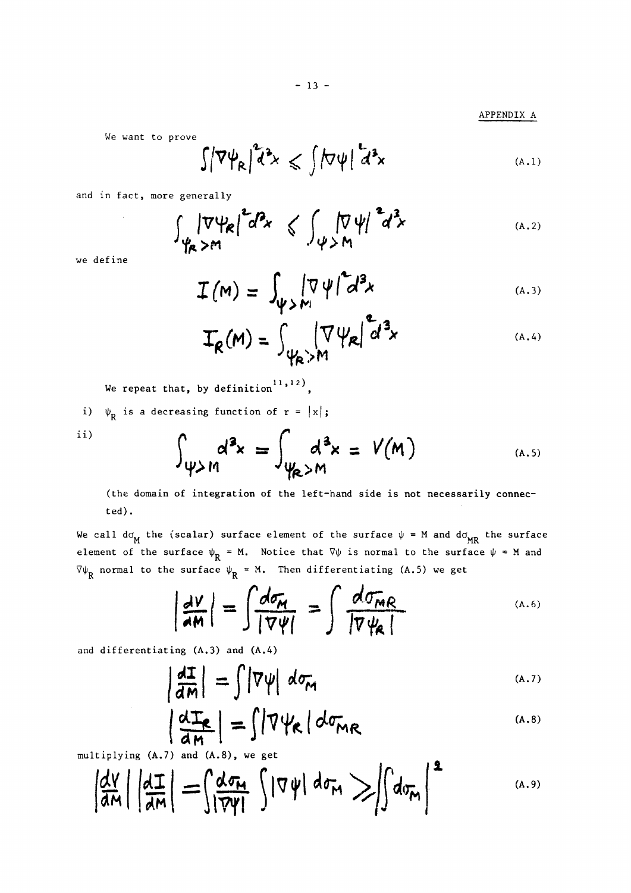APPENDIX A

We want to prove

$$\int |\nabla\psi_R|^2 d^3x \leqslant \int |\nabla\psi|^2 d^3x \tag{A.1}$$

and in fact, more generally

$$\int_{\psi_R > M} |\nabla\psi_R|^2 d^3x \leqslant \int_{\psi > M} |\nabla\psi|^2 d^3x \tag{A.2}$$

we define

$$I(M) = \int_{\psi > M} |\nabla\psi|^2 d^3x \tag{A.3}$$

$$I_R(M) = \int_{\psi_R > M} |\nabla\psi_R|^2 d^3x \tag{A.4}$$

We repeat that, by definition[11,12),

i) $\psi_R$ is a decreasing function of $r = |x|$;

ii)

$$\int_{\psi > M} d^3x = \int_{\psi_R > M} d^3x = V(M) \tag{A.5}$$

(the domain of integration of the left-hand side is not necessarily connected).

We call $d\sigma_M$ the (scalar) surface element of the surface $\psi = M$ and $d\sigma_{MR}$ the surface element of the surface $\psi_R = M$. Notice that $\nabla\psi$ is normal to the surface $\psi = M$ and $\nabla\psi_R$ normal to the surface $\psi_R = M$. Then differentiating (A.5) we get

$$\left|\frac{dV}{dM}\right| = \int \frac{d\sigma_M}{|\nabla\psi|} = \int \frac{d\sigma_{MR}}{|\nabla\psi_R|} \tag{A.6}$$

and differentiating (A.3) and (A.4)

$$\left|\frac{dI}{dM}\right| = \int |\nabla\psi| \, d\sigma_M \tag{A.7}$$

$$\left|\frac{dI_R}{dM}\right| = \int |\nabla\psi_R| \, d\sigma_{MR} \tag{A.8}$$

multiplying (A.7) and (A.8), we get

$$\left|\frac{dV}{dM}\right| \left|\frac{dI}{dM}\right| = \int \frac{d\sigma_M}{|\nabla\psi|} \int |\nabla\psi| \, d\sigma_M \geqslant \left|\int d\sigma_M\right|^2 \tag{A.9}$$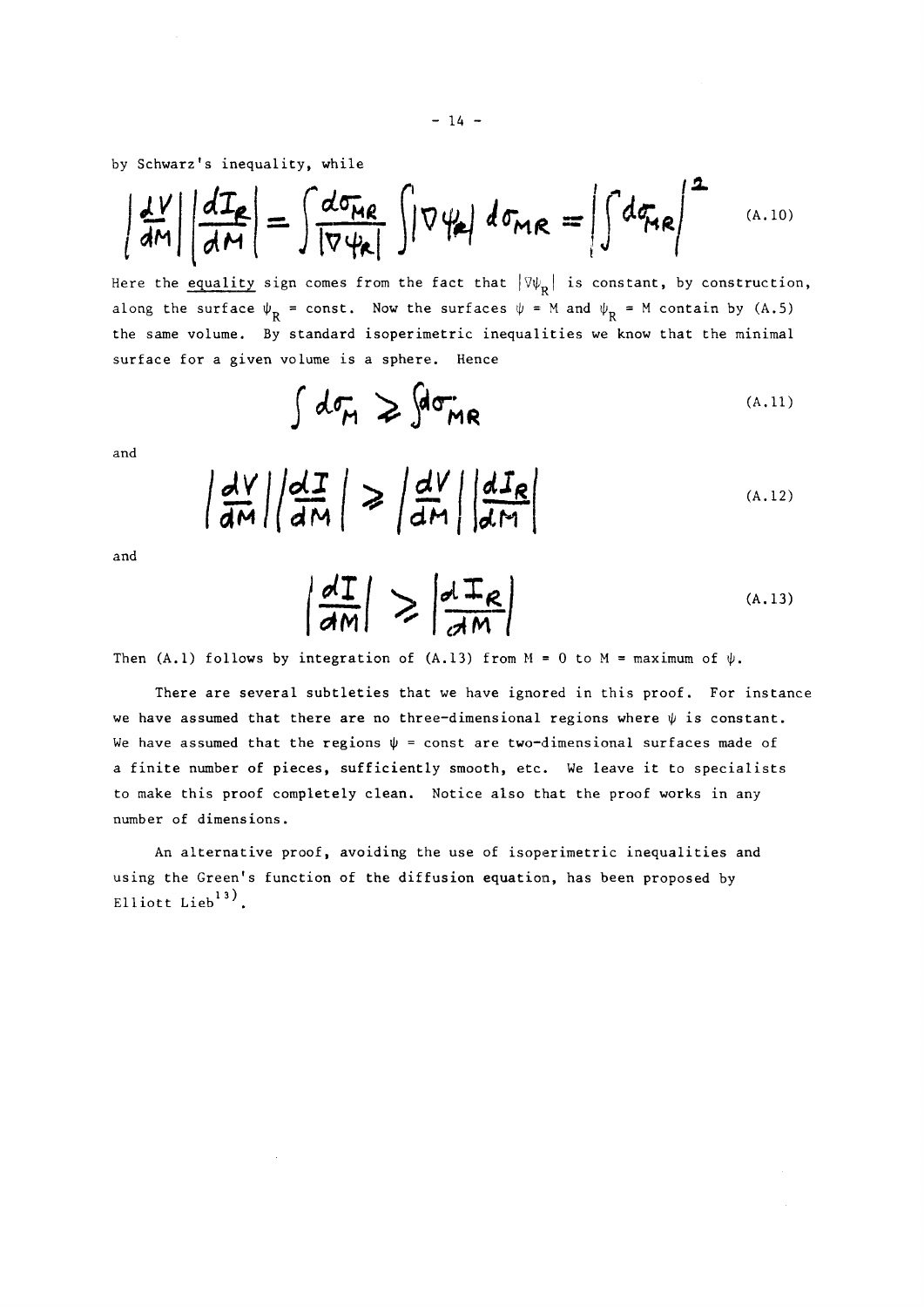by Schwarz's inequality, while

$$\left|\frac{dV}{dM}\right|\left|\frac{dI_R}{dM}\right| = \int\frac{d\sigma_{MR}}{|\nabla\psi_R|}\int|\nabla\psi_R|\,d\sigma_{MR} = \left|\int d\sigma_{MR}\right|^2 \tag{A.10}$$

Here the equality sign comes from the fact that $|\nabla\psi_R|$ is constant, by construction, along the surface $\psi_R$ = const. Now the surfaces $\psi = M$ and $\psi_R = M$ contain by (A.5) the same volume. By standard isoperimetric inequalities we know that the minimal surface for a given volume is a sphere. Hence

$$\int d\sigma_M \geq \int d\sigma_{MR} \tag{A.11}$$

and

$$\left|\frac{dV}{dM}\right|\left|\frac{dI}{dM}\right| \geq \left|\frac{dV}{dM}\right|\left|\frac{dI_R}{dM}\right| \tag{A.12}$$

and

$$\left|\frac{dI}{dM}\right| \geq \left|\frac{dI_R}{dM}\right| \tag{A.13}$$

Then (A.1) follows by integration of (A.13) from $M = 0$ to $M$ = maximum of $\psi$.

There are several subtleties that we have ignored in this proof. For instance we have assumed that there are no three-dimensional regions where $\psi$ is constant. We have assumed that the regions $\psi$ = const are two-dimensional surfaces made of a finite number of pieces, sufficiently smooth, etc. We leave it to specialists to make this proof completely clean. Notice also that the proof works in any number of dimensions.

An alternative proof, avoiding the use of isoperimetric inequalities and using the Green's function of the diffusion equation, has been proposed by Elliott Lieb[13].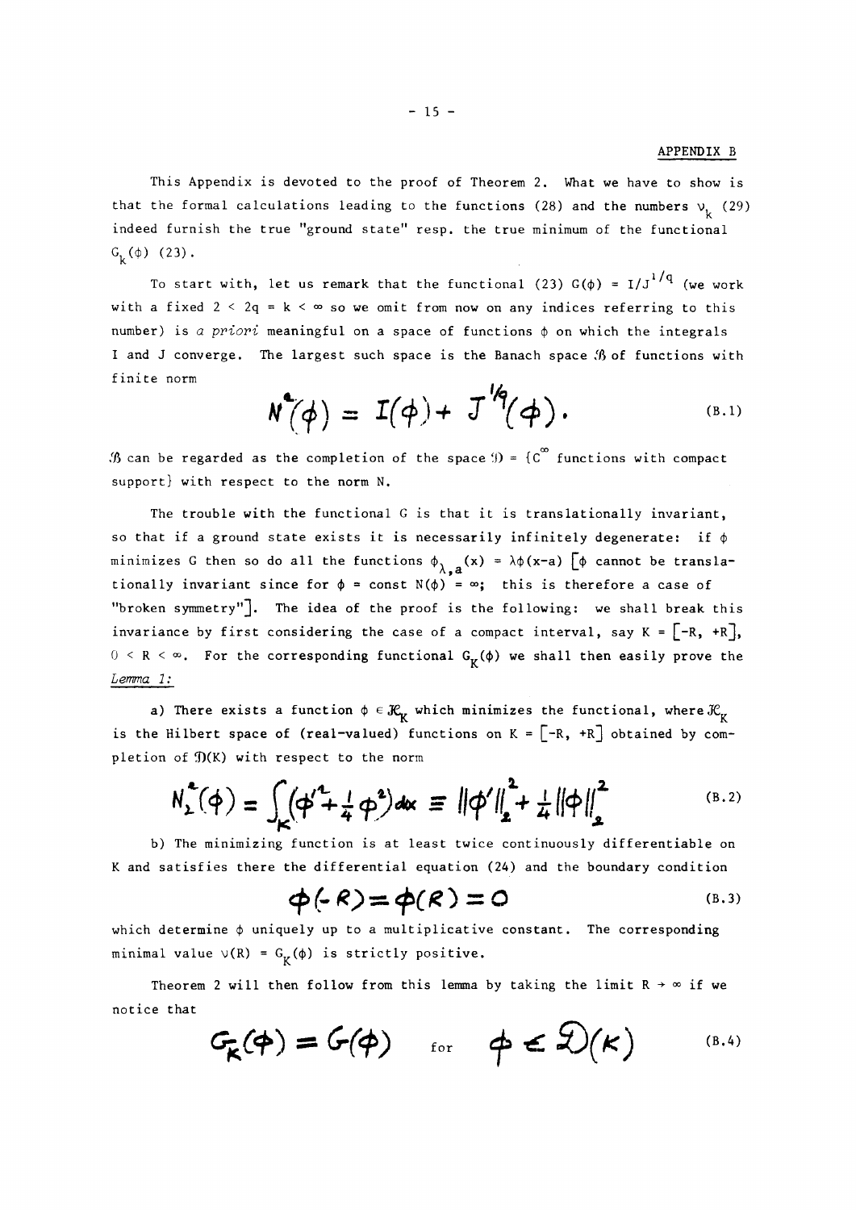## APPENDIX B

This Appendix is devoted to the proof of Theorem 2. What we have to show is that the formal calculations leading to the functions (28) and the numbers $\nu_k$ (29) indeed furnish the true "ground state" resp. the true minimum of the functional $G_k(\phi)$ (23).

To start with, let us remark that the functional (23) $G(\phi) = I/J^{1/q}$ (we work with a fixed $2 < 2q = k < \infty$ so we omit from now on any indices referring to this number) is *a priori* meaningful on a space of functions $\phi$ on which the integrals I and J converge. The largest such space is the Banach space $\mathcal{B}$ of functions with finite norm

$$N^2(\phi) = I(\phi) + J^{1/q}(\phi). \tag{B.1}$$

$\mathcal{B}$ can be regarded as the completion of the space $\mathcal{D} = \{C^\infty$ functions with compact support$\}$ with respect to the norm N.

The trouble with the functional G is that it is translationally invariant, so that if a ground state exists it is necessarily infinitely degenerate: if $\phi$ minimizes G then so do all the functions $\phi_{\lambda,a}(x) = \lambda\phi(x-a)$ [$\phi$ cannot be translationally invariant since for $\phi = \text{const}$ $N(\phi) = \infty$; this is therefore a case of "broken symmetry"]. The idea of the proof is the following: we shall break this invariance by first considering the case of a compact interval, say $K = [-R, +R]$, $0 < R < \infty$. For the corresponding functional $G_K(\phi)$ we shall then easily prove the

*Lemma 1:*

a) There exists a function $\phi \in \mathcal{H}_K$ which minimizes the functional, where $\mathcal{H}_K$ is the Hilbert space of (real-valued) functions on $K = [-R, +R]$ obtained by completion of $\mathcal{D}(K)$ with respect to the norm

$$N_2^2(\phi) = \int_K \left(\phi'^2 + \frac{1}{4}\phi^2\right)dx \equiv \|\phi'\|_2^2 + \frac{1}{4}\|\phi\|_2^2 \tag{B.2}$$

b) The minimizing function is at least twice continuously differentiable on K and satisfies there the differential equation (24) and the boundary condition

$$\phi(-R) = \phi(R) = 0 \tag{B.3}$$

which determine $\phi$ uniquely up to a multiplicative constant. The corresponding minimal value $\nu(R) = G_K(\phi)$ is strictly positive.

Theorem 2 will then follow from this lemma by taking the limit $R \to \infty$ if we notice that

$$G_K(\phi) = G(\phi) \quad \text{for} \quad \phi \in \mathcal{D}(K) \tag{B.4}$$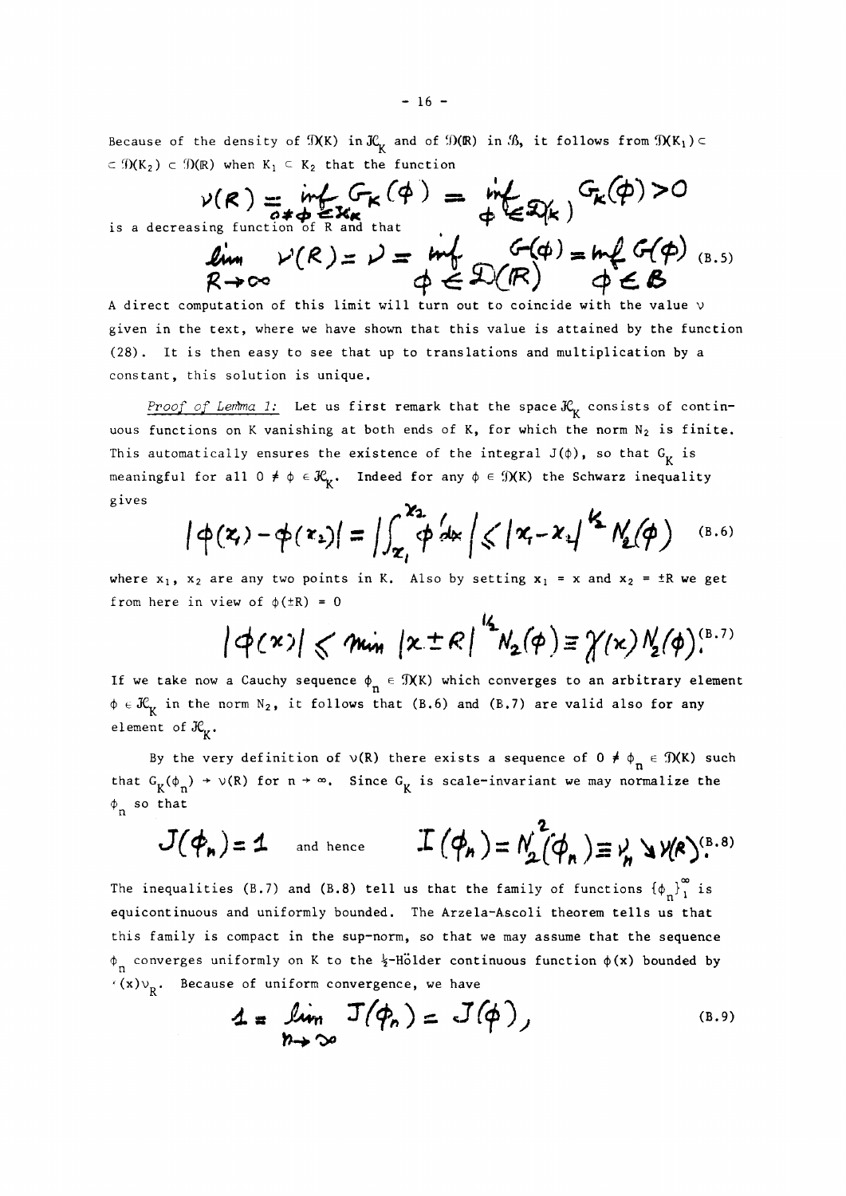Because of the density of $\mathcal{D}(K)$ in $\mathcal{H}_K$ and of $\mathcal{D}(\mathbb{R})$ in $\mathcal{B}$, it follows from $\mathcal{D}(K_1) \subset \subset \mathcal{D}(K_2) \subset \mathcal{D}(\mathbb{R})$ when $K_1 \subset K_2$ that the function

$$\nu(R) = \inf_{0 \neq \phi \in \mathcal{H}_K} G_K(\phi) = \inf_{\phi \in \mathcal{D}(K)} G_K(\phi) > 0$$

is a decreasing function of R and that

$$\lim_{R \to \infty} \nu(R) = \nu = \inf_{\phi \in \mathcal{D}(\mathbb{R})} G(\phi) = \inf_{\phi \in \mathcal{B}} G(\phi) \tag{B.5}$$

A direct computation of this limit will turn out to coincide with the value $\nu$ given in the text, where we have shown that this value is attained by the function (28). It is then easy to see that up to translations and multiplication by a constant, this solution is unique.

*Proof of Lemma 1:* Let us first remark that the space $\mathcal{H}_K$ consists of continuous functions on K vanishing at both ends of K, for which the norm $N_2$ is finite. This automatically ensures the existence of the integral $J(\phi)$, so that $G_K$ is meaningful for all $0 \neq \phi \in \mathcal{H}_K$. Indeed for any $\phi \in \mathcal{D}(K)$ the Schwarz inequality gives

$$|\phi(x_1) - \phi(x_2)| = \left| \int_{x_1}^{x_2} \phi' dx \right| \leqslant |x_1 - x_2|^{1/2} N_2(\phi) \tag{B.6}$$

where $x_1$, $x_2$ are any two points in K. Also by setting $x_1 = x$ and $x_2 = \pm R$ we get from here in view of $\phi(\pm R) = 0$

$$|\phi(x)| \leqslant \min |x \pm R|^{1/2} N_2(\phi) \equiv \gamma(x) N_2(\phi). \tag{B.7}$$

If we take now a Cauchy sequence $\phi_n \in \mathcal{D}(K)$ which converges to an arbitrary element $\phi \in \mathcal{H}_K$ in the norm $N_2$, it follows that (B.6) and (B.7) are valid also for any element of $\mathcal{H}_K$.

By the very definition of $\nu(R)$ there exists a sequence of $0 \neq \phi_n \in \mathcal{D}(K)$ such that $G_K(\phi_n) \to \nu(R)$ for $n \to \infty$. Since $G_K$ is scale-invariant we may normalize the $\phi_n$ so that

$$J(\phi_n) = 1 \quad \text{and hence} \quad I(\phi_n) = N_2^2(\phi_n) \equiv \nu_n \searrow \nu(R). \tag{B.8}$$

The inequalities (B.7) and (B.8) tell us that the family of functions $\{\phi_n\}_1^\infty$ is equicontinuous and uniformly bounded. The Arzela-Ascoli theorem tells us that this family is compact in the sup-norm, so that we may assume that the sequence $\phi_n$ converges uniformly on K to the $\frac{1}{2}$-Hölder continuous function $\phi(x)$ bounded by $\gamma(x)\nu_R$. Because of uniform convergence, we have

$$1 = \lim_{n \to \infty} J(\phi_n) = J(\phi), \tag{B.9}$$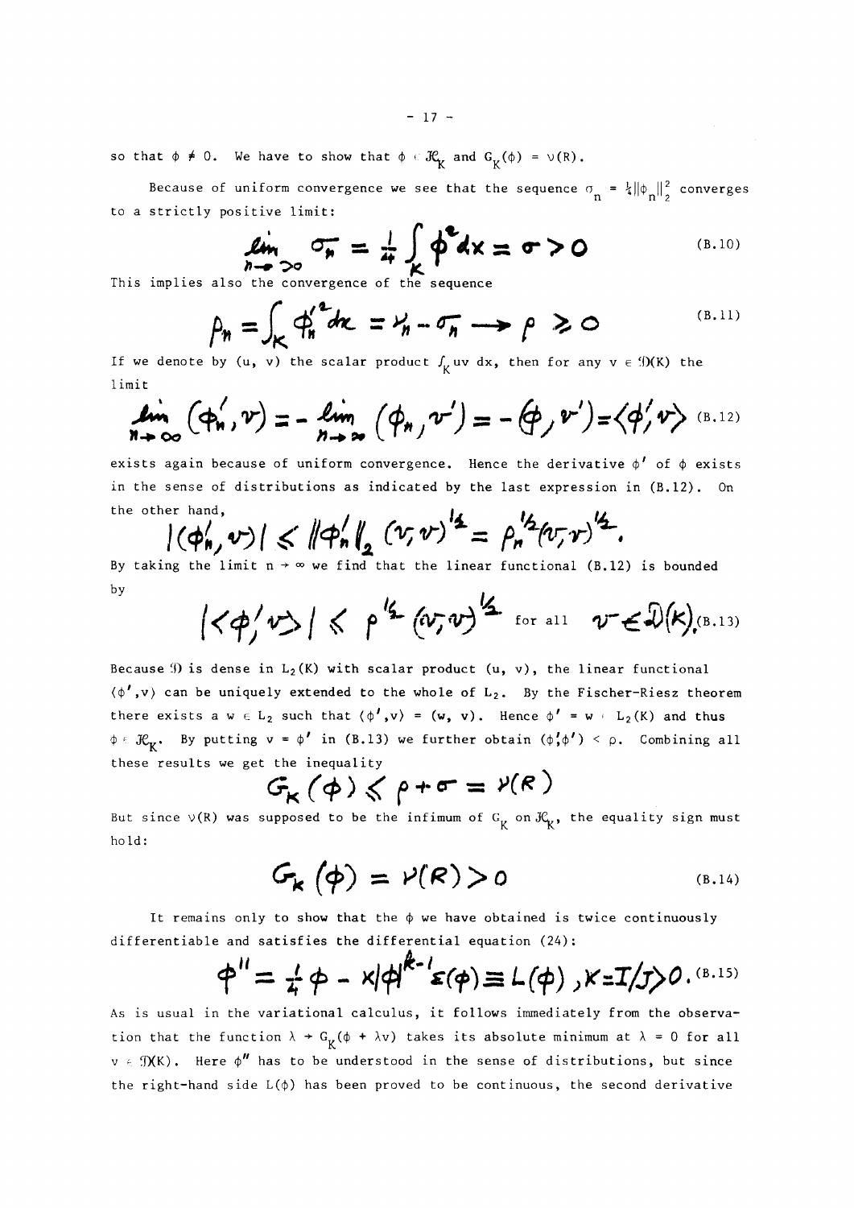so that $\phi \neq 0$. We have to show that $\phi \in \mathcal{H}_K$ and $G_K(\phi) = \nu(R)$.

Because of uniform convergence we see that the sequence $\sigma_n = \frac{1}{4}\|\phi_n\|_2^2$ converges to a strictly positive limit:

$$\lim_{n \to \infty} \sigma_n = \frac{1}{4} \int_K \phi^2 dx = \sigma > 0 \tag{B.10}$$

This implies also the convergence of the sequence

$$\rho_n = \int_K \phi_n'^2 dx = \nu_n - \sigma_n \longrightarrow \rho \geq 0 \tag{B.11}$$

If we denote by $(u, v)$ the scalar product $\int_K uv\, dx$, then for any $v \in \mathcal{D}(K)$ the limit

$$\lim_{n \to \infty} (\phi_n', v) = -\lim_{n \to \infty} (\phi_n, v') = -(\phi, v') = \langle \phi', v \rangle \tag{B.12}$$

exists again because of uniform convergence. Hence the derivative $\phi'$ of $\phi$ exists in the sense of distributions as indicated by the last expression in (B.12). On the other hand,

$$|(\phi_n', v)| \leq \|\phi_n'\|_2 (v, v)^{1/2} = \rho_n^{1/2} (v, v)^{1/2}.$$

By taking the limit $n \to \infty$ we find that the linear functional (B.12) is bounded by

$$|\langle \phi', v \rangle| \leq \rho^{1/2} (v, v)^{1/2} \quad \text{for all} \quad v \in \mathcal{D}(K). \tag{B.13}$$

Because $\mathcal{D}$ is dense in $L_2(K)$ with scalar product $(u, v)$, the linear functional $\langle \phi', v \rangle$ can be uniquely extended to the whole of $L_2$. By the Fischer-Riesz theorem there exists a $w \in L_2$ such that $\langle \phi', v \rangle = (w, v)$. Hence $\phi' = w \in L_2(K)$ and thus $\phi \in \mathcal{H}_K$. By putting $v = \phi'$ in (B.13) we further obtain $(\phi', \phi') < \rho$. Combining all these results we get the inequality

$$G_K(\phi) \leq \rho + \sigma = \nu(R)$$

But since $\nu(R)$ was supposed to be the infimum of $G_K$ on $\mathcal{H}_K$, the equality sign must hold:

$$G_K(\phi) = \nu(R) > 0 \tag{B.14}$$

It remains only to show that the $\phi$ we have obtained is twice continuously differentiable and satisfies the differential equation (24):

$$\phi'' = \frac{1}{4}\phi - \kappa |\phi|^{k-1} \varepsilon(\phi) \equiv L(\phi), \; \kappa = I/J > 0. \tag{B.15}$$

As is usual in the variational calculus, it follows immediately from the observation that the function $\lambda \to G_K(\phi + \lambda v)$ takes its absolute minimum at $\lambda = 0$ for all $v \in \mathcal{D}(K)$. Here $\phi''$ has to be understood in the sense of distributions, but since the right-hand side $L(\phi)$ has been proved to be continuous, the second derivative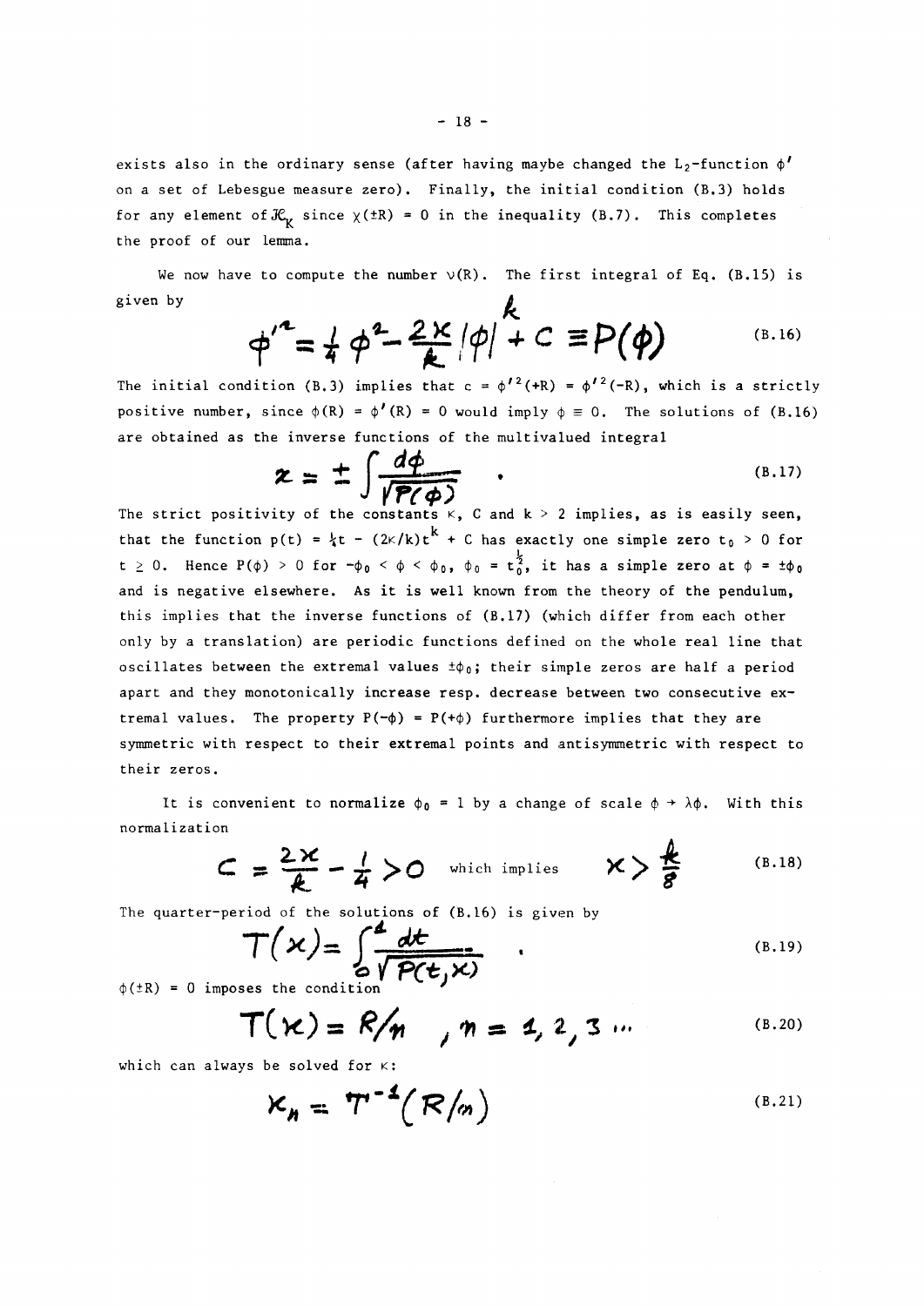exists also in the ordinary sense (after having maybe changed the $L_2$-function $\phi'$ on a set of Lebesgue measure zero). Finally, the initial condition (B.3) holds for any element of $\mathcal{K}_K$ since $\chi(\pm R) = 0$ in the inequality (B.7). This completes the proof of our lemma.

We now have to compute the number $\nu(R)$. The first integral of Eq. (B.15) is given by

$$\phi'^2 = \frac{1}{4}\phi^2 - \frac{2\kappa}{k}|\phi|^k + c \equiv P(\phi) \tag{B.16}$$

The initial condition (B.3) implies that $c = \phi'^2(+R) = \phi'^2(-R)$, which is a strictly positive number, since $\phi(R) = \phi'(R) = 0$ would imply $\phi \equiv 0$. The solutions of (B.16) are obtained as the inverse functions of the multivalued integral

$$x = \pm \int \frac{d\phi}{\sqrt{P(\phi)}} \quad . \tag{B.17}$$

The strict positivity of the constants $\kappa$, C and $k > 2$ implies, as is easily seen, that the function $p(t) = \frac{1}{4}t - (2\kappa/k)t^k + C$ has exactly one simple zero $t_0 > 0$ for $t \geq 0$. Hence $P(\phi) > 0$ for $-\phi_0 < \phi < \phi_0$, $\phi_0 = t_0^{\frac{1}{2}}$, it has a simple zero at $\phi = \pm\phi_0$ and is negative elsewhere. As it is well known from the theory of the pendulum, this implies that the inverse functions of (B.17) (which differ from each other only by a translation) are periodic functions defined on the whole real line that oscillates between the extremal values $\pm\phi_0$; their simple zeros are half a period apart and they monotonically increase resp. decrease between two consecutive extremal values. The property $P(-\phi) = P(+\phi)$ furthermore implies that they are symmetric with respect to their extremal points and antisymmetric with respect to their zeros.

It is convenient to normalize $\phi_0 = 1$ by a change of scale $\phi \to \lambda\phi$. With this normalization

$$C = \frac{2\kappa}{k} - \frac{1}{4} > 0 \quad \text{which implies} \quad \kappa > \frac{k}{8} \tag{B.18}$$

The quarter-period of the solutions of (B.16) is given by

$$T(\kappa) = \int_0^1 \frac{dt}{\sqrt{P(t,\kappa)}} \quad . \tag{B.19}$$

$\phi(\pm R) = 0$ imposes the condition

$$T(\kappa) = R/n \quad , n = 1, 2, 3 \ldots \tag{B.20}$$

which can always be solved for $\kappa$:

$$\kappa_n = T^{-1}(R/n) \tag{B.21}$$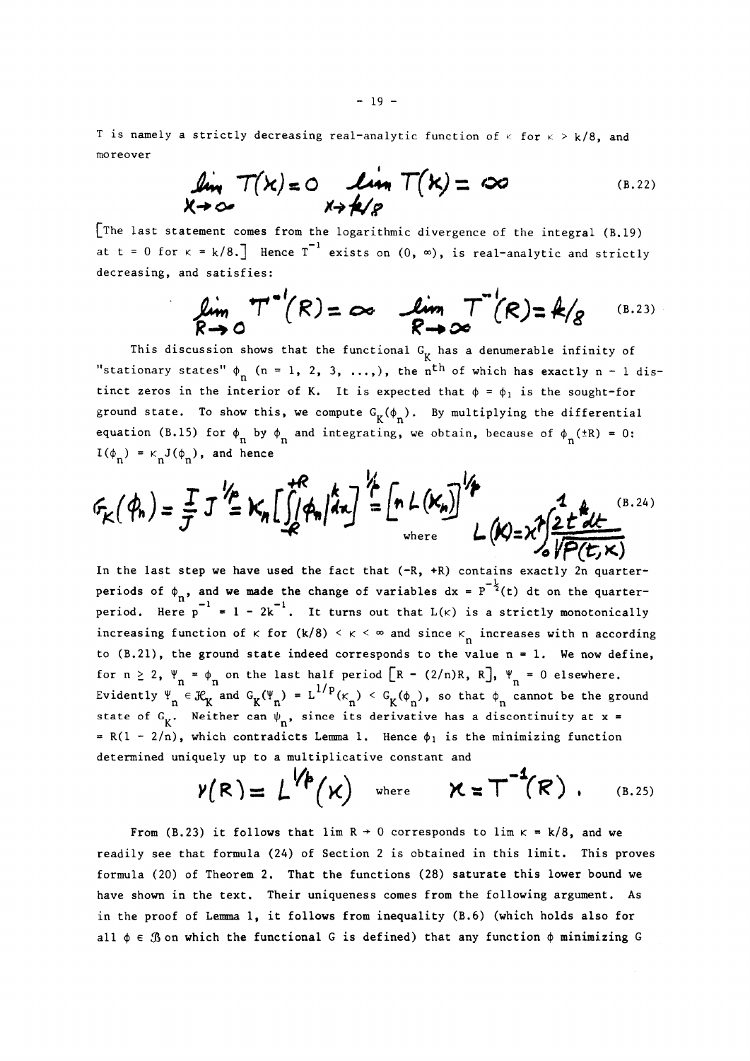T is namely a strictly decreasing real-analytic function of $\kappa$ for $\kappa > k/8$, and moreover

$$\lim_{\kappa \to \infty} T(\kappa) = 0 \qquad \lim_{\kappa \to k/8} T(\kappa) = \infty \tag{B.22}$$

[The last statement comes from the logarithmic divergence of the integral (B.19) at $t = 0$ for $\kappa = k/8$.] Hence $T^{-1}$ exists on $(0, \infty)$, is real-analytic and strictly decreasing, and satisfies:

$$\lim_{R \to 0} T^{-1}(R) = \infty \qquad \lim_{R \to \infty} T^{-1}(R) = k/8 \tag{B.23}$$

This discussion shows that the functional $G_K$ has a denumerable infinity of "stationary states" $\phi_n$ ($n = 1, 2, 3, \ldots,$), the $n^{th}$ of which has exactly $n - 1$ distinct zeros in the interior of K. It is expected that $\phi = \phi_1$ is the sought-for ground state. To show this, we compute $G_K(\phi_n)$. By multiplying the differential equation (B.15) for $\phi_n$ by $\phi_n$ and integrating, we obtain, because of $\phi_n(\pm R) = 0$: $I(\phi_n) = \kappa_n J(\phi_n)$, and hence

$$G_K(\phi_n) = \frac{I}{J} J^{1/p} = \kappa_n \left[ \int_{-R}^{+R} |\phi_n|^k dx \right]^{1/p} = \left[ n L(\kappa_n) \right]^{1/p} \quad \text{where} \quad L(\kappa) = \kappa^p \int_0^1 \frac{2t^k dt}{\sqrt{P(t,\kappa)}} \tag{B.24}$$

In the last step we have used the fact that $(-R, +R)$ contains exactly $2n$ quarter-periods of $\phi_n$, and we made the change of variables $dx = P^{-\frac{1}{2}}(t)\, dt$ on the quarter-period. Here $p^{-1} = 1 - 2k^{-1}$. It turns out that $L(\kappa)$ is a strictly monotonically increasing function of $\kappa$ for $(k/8) < \kappa < \infty$ and since $\kappa_n$ increases with n according to (B.21), the ground state indeed corresponds to the value $n = 1$. We now define, for $n \geq 2$, $\Psi_n = \phi_n$ on the last half period $[R - (2/n)R, R]$, $\Psi_n = 0$ elsewhere. Evidently $\Psi_n \in \mathcal{H}_K$ and $G_K(\Psi_n) = L^{1/p}(\kappa_n) < G_K(\phi_n)$, so that $\phi_n$ cannot be the ground state of $G_K$. Neither can $\psi_n$, since its derivative has a discontinuity at $x = R(1 - 2/n)$, which contradicts Lemma 1. Hence $\phi_1$ is the minimizing function determined uniquely up to a multiplicative constant and

$$\nu(R) = L^{1/p}(\kappa) \quad \text{where} \quad \kappa = T^{-1}(R) \; . \tag{B.25}$$

From (B.23) it follows that $\lim R \to 0$ corresponds to $\lim \kappa = k/8$, and we readily see that formula (24) of Section 2 is obtained in this limit. This proves formula (20) of Theorem 2. That the functions (28) saturate this lower bound we have shown in the text. Their uniqueness comes from the following argument. As in the proof of Lemma 1, it follows from inequality (B.6) (which holds also for all $\phi \in \mathcal{B}$ on which the functional G is defined) that any function $\phi$ minimizing G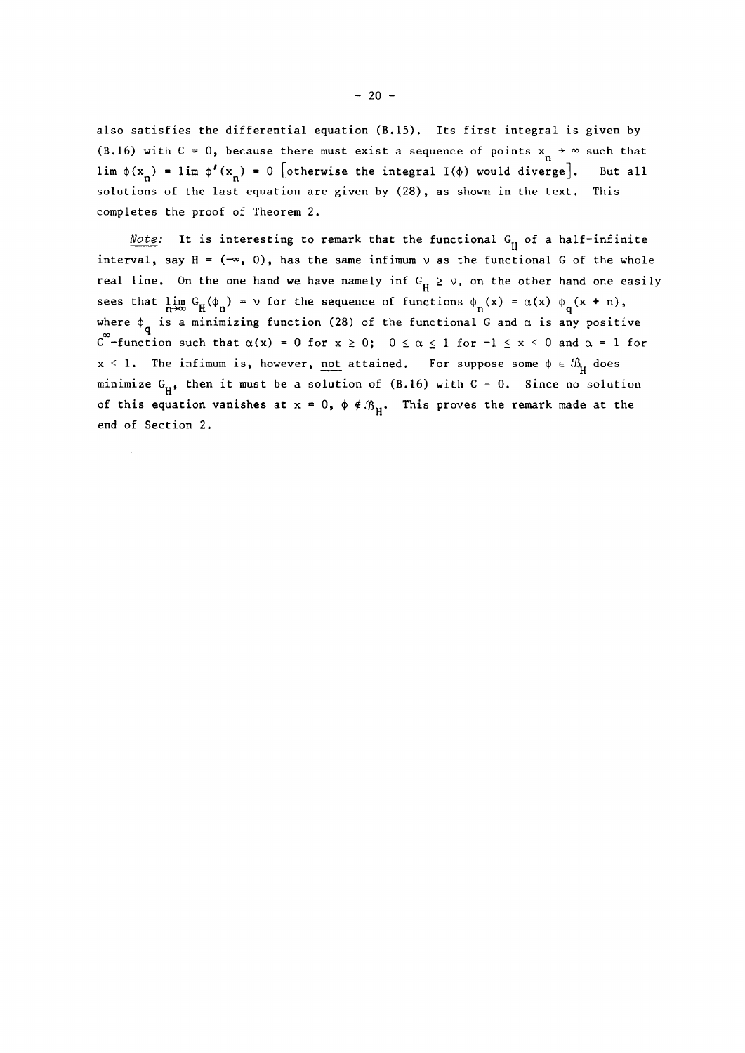also satisfies the differential equation (B.15). Its first integral is given by (B.16) with $C = 0$, because there must exist a sequence of points $x_n \to \infty$ such that $\lim \phi(x_n) = \lim \phi'(x_n) = 0$ [otherwise the integral $I(\phi)$ would diverge]. But all solutions of the last equation are given by (28), as shown in the text. This completes the proof of Theorem 2.

*Note:* It is interesting to remark that the functional $G_H$ of a half-infinite interval, say $H = (-\infty, 0)$, has the same infimum $\nu$ as the functional $G$ of the whole real line. On the one hand we have namely $\inf G_H \geq \nu$, on the other hand one easily sees that $\lim_{n\to\infty} G_H(\phi_n) = \nu$ for the sequence of functions $\phi_n(x) = \alpha(x)\, \phi_q(x + n)$, where $\phi_q$ is a minimizing function (28) of the functional $G$ and $\alpha$ is any positive $C^\infty$-function such that $\alpha(x) = 0$ for $x \geq 0$; $0 \leq \alpha \leq 1$ for $-1 \leq x < 0$ and $\alpha = 1$ for $x < 1$. The infimum is, however, <u>not</u> attained. For suppose some $\phi \in \mathcal{B}_H$ does minimize $G_H$, then it must be a solution of (B.16) with $C = 0$. Since no solution of this equation vanishes at $x = 0$, $\phi \notin \mathcal{B}_H$. This proves the remark made at the end of Section 2.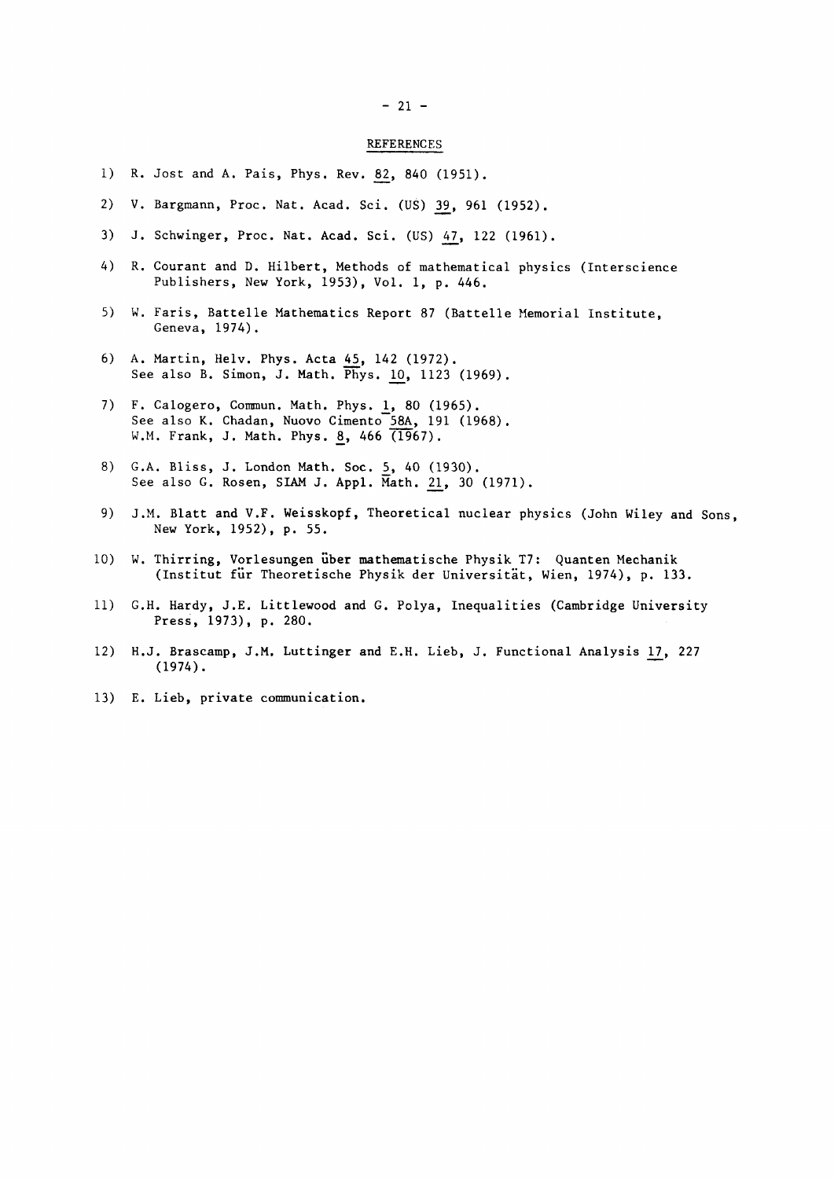## REFERENCES

1) R. Jost and A. Pais, Phys. Rev. 82, 840 (1951).

2) V. Bargmann, Proc. Nat. Acad. Sci. (US) 39, 961 (1952).

3) J. Schwinger, Proc. Nat. Acad. Sci. (US) 47, 122 (1961).

4) R. Courant and D. Hilbert, Methods of mathematical physics (Interscience Publishers, New York, 1953), Vol. 1, p. 446.

5) W. Faris, Battelle Mathematics Report 87 (Battelle Memorial Institute, Geneva, 1974).

6) A. Martin, Helv. Phys. Acta 45, 142 (1972).
See also B. Simon, J. Math. Phys. 10, 1123 (1969).

7) F. Calogero, Commun. Math. Phys. 1, 80 (1965).
See also K. Chadan, Nuovo Cimento 58A, 191 (1968).
W.M. Frank, J. Math. Phys. 8, 466 (1967).

8) G.A. Bliss, J. London Math. Soc. 5, 40 (1930).
See also G. Rosen, SIAM J. Appl. Math. 21, 30 (1971).

9) J.M. Blatt and V.F. Weisskopf, Theoretical nuclear physics (John Wiley and Sons, New York, 1952), p. 55.

10) W. Thirring, Vorlesungen über mathematische Physik T7: Quanten Mechanik (Institut für Theoretische Physik der Universität, Wien, 1974), p. 133.

11) G.H. Hardy, J.E. Littlewood and G. Polya, Inequalities (Cambridge University Press, 1973), p. 280.

12) H.J. Brascamp, J.M. Luttinger and E.H. Lieb, J. Functional Analysis 17, 227 (1974).

13) E. Lieb, private communication.